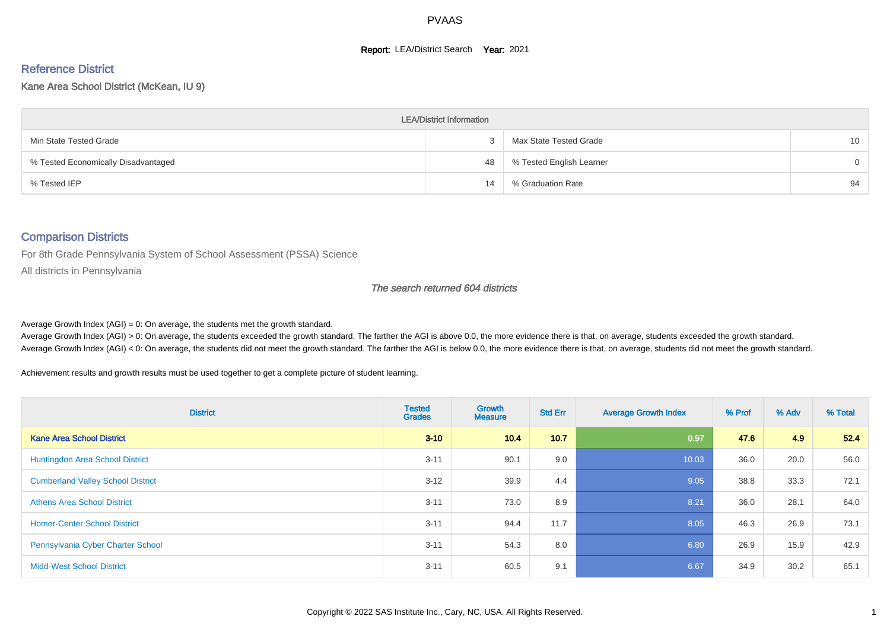# PVAAS

**Report:** LEA/District Search **Year:** 2021

## Reference District

Kane Area School District (McKean, IU 9)

| LEA/District Information | | | |
|---|---|---|---|
| Min State Tested Grade | 3 | Max State Tested Grade | 10 |
| % Tested Economically Disadvantaged | 48 | % Tested English Learner | 0 |
| % Tested IEP | 14 | % Graduation Rate | 94 |

## Comparison Districts

For 8th Grade Pennsylvania System of School Assessment (PSSA) Science

All districts in Pennsylvania

*The search returned 604 districts*

Average Growth Index (AGI) = 0: On average, the students met the growth standard.
Average Growth Index (AGI) > 0: On average, the students exceeded the growth standard. The farther the AGI is above 0.0, the more evidence there is that, on average, students exceeded the growth standard.
Average Growth Index (AGI) < 0: On average, the students did not meet the growth standard. The farther the AGI is below 0.0, the more evidence there is that, on average, students did not meet the growth standard.

Achievement results and growth results must be used together to get a complete picture of student learning.

| District | Tested Grades | Growth Measure | Std Err | Average Growth Index | % Prof | % Adv | % Total |
|---|---|---|---|---|---|---|---|
| **Kane Area School District** | **3-10** | **10.4** | **10.7** | **0.97** | **47.6** | **4.9** | **52.4** |
| Huntingdon Area School District | 3-11 | 90.1 | 9.0 | 10.03 | 36.0 | 20.0 | 56.0 |
| Cumberland Valley School District | 3-12 | 39.9 | 4.4 | 9.05 | 38.8 | 33.3 | 72.1 |
| Athens Area School District | 3-11 | 73.0 | 8.9 | 8.21 | 36.0 | 28.1 | 64.0 |
| Homer-Center School District | 3-11 | 94.4 | 11.7 | 8.05 | 46.3 | 26.9 | 73.1 |
| Pennsylvania Cyber Charter School | 3-11 | 54.3 | 8.0 | 6.80 | 26.9 | 15.9 | 42.9 |
| Midd-West School District | 3-11 | 60.5 | 9.1 | 6.67 | 34.9 | 30.2 | 65.1 |

Copyright © 2022 SAS Institute Inc., Cary, NC, USA. All Rights Reserved.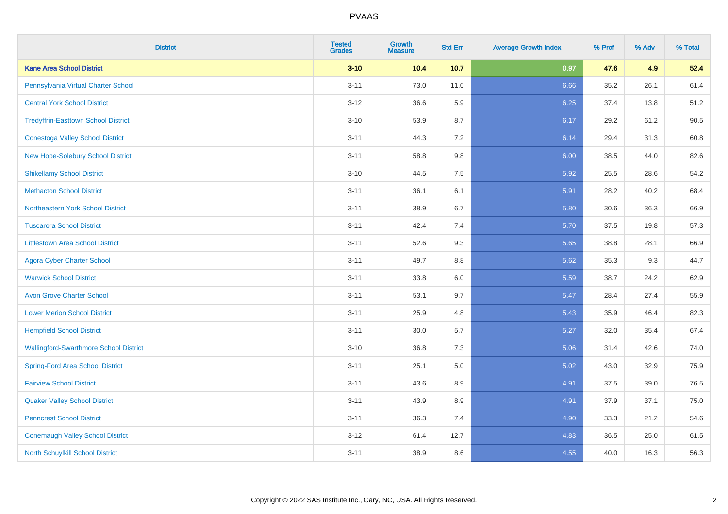| District | Tested Grades | Growth Measure | Std Err | Average Growth Index | % Prof | % Adv | % Total |
|---|---|---|---|---|---|---|---|
| **Kane Area School District** | **3-10** | **10.4** | **10.7** | **0.97** | **47.6** | **4.9** | **52.4** |
| Pennsylvania Virtual Charter School | 3-11 | 73.0 | 11.0 | 6.66 | 35.2 | 26.1 | 61.4 |
| Central York School District | 3-12 | 36.6 | 5.9 | 6.25 | 37.4 | 13.8 | 51.2 |
| Tredyffrin-Easttown School District | 3-10 | 53.9 | 8.7 | 6.17 | 29.2 | 61.2 | 90.5 |
| Conestoga Valley School District | 3-11 | 44.3 | 7.2 | 6.14 | 29.4 | 31.3 | 60.8 |
| New Hope-Solebury School District | 3-11 | 58.8 | 9.8 | 6.00 | 38.5 | 44.0 | 82.6 |
| Shikellamy School District | 3-10 | 44.5 | 7.5 | 5.92 | 25.5 | 28.6 | 54.2 |
| Methacton School District | 3-11 | 36.1 | 6.1 | 5.91 | 28.2 | 40.2 | 68.4 |
| Northeastern York School District | 3-11 | 38.9 | 6.7 | 5.80 | 30.6 | 36.3 | 66.9 |
| Tuscarora School District | 3-11 | 42.4 | 7.4 | 5.70 | 37.5 | 19.8 | 57.3 |
| Littlestown Area School District | 3-11 | 52.6 | 9.3 | 5.65 | 38.8 | 28.1 | 66.9 |
| Agora Cyber Charter School | 3-11 | 49.7 | 8.8 | 5.62 | 35.3 | 9.3 | 44.7 |
| Warwick School District | 3-11 | 33.8 | 6.0 | 5.59 | 38.7 | 24.2 | 62.9 |
| Avon Grove Charter School | 3-11 | 53.1 | 9.7 | 5.47 | 28.4 | 27.4 | 55.9 |
| Lower Merion School District | 3-11 | 25.9 | 4.8 | 5.43 | 35.9 | 46.4 | 82.3 |
| Hempfield School District | 3-11 | 30.0 | 5.7 | 5.27 | 32.0 | 35.4 | 67.4 |
| Wallingford-Swarthmore School District | 3-10 | 36.8 | 7.3 | 5.06 | 31.4 | 42.6 | 74.0 |
| Spring-Ford Area School District | 3-11 | 25.1 | 5.0 | 5.02 | 43.0 | 32.9 | 75.9 |
| Fairview School District | 3-11 | 43.6 | 8.9 | 4.91 | 37.5 | 39.0 | 76.5 |
| Quaker Valley School District | 3-11 | 43.9 | 8.9 | 4.91 | 37.9 | 37.1 | 75.0 |
| Penncrest School District | 3-11 | 36.3 | 7.4 | 4.90 | 33.3 | 21.2 | 54.6 |
| Conemaugh Valley School District | 3-12 | 61.4 | 12.7 | 4.83 | 36.5 | 25.0 | 61.5 |
| North Schuylkill School District | 3-11 | 38.9 | 8.6 | 4.55 | 40.0 | 16.3 | 56.3 |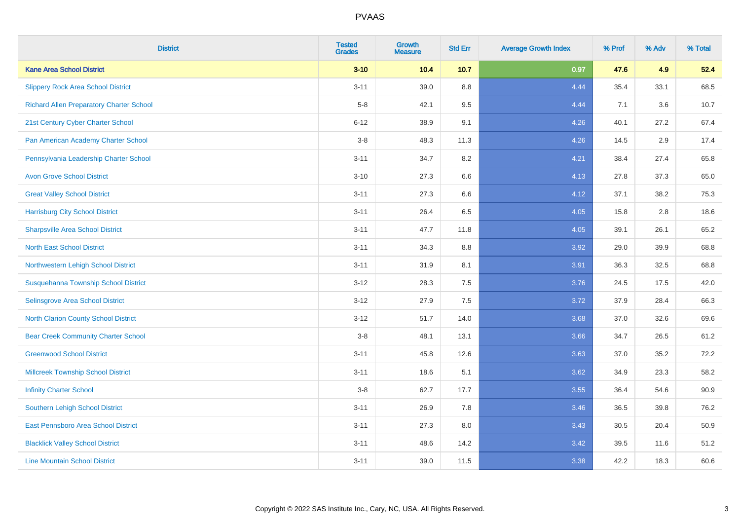| District | Tested Grades | Growth Measure | Std Err | Average Growth Index | % Prof | % Adv | % Total |
|---|---|---|---|---|---|---|---|
| **Kane Area School District** | **3-10** | **10.4** | **10.7** | **0.97** | **47.6** | **4.9** | **52.4** |
| Slippery Rock Area School District | 3-11 | 39.0 | 8.8 | 4.44 | 35.4 | 33.1 | 68.5 |
| Richard Allen Preparatory Charter School | 5-8 | 42.1 | 9.5 | 4.44 | 7.1 | 3.6 | 10.7 |
| 21st Century Cyber Charter School | 6-12 | 38.9 | 9.1 | 4.26 | 40.1 | 27.2 | 67.4 |
| Pan American Academy Charter School | 3-8 | 48.3 | 11.3 | 4.26 | 14.5 | 2.9 | 17.4 |
| Pennsylvania Leadership Charter School | 3-11 | 34.7 | 8.2 | 4.21 | 38.4 | 27.4 | 65.8 |
| Avon Grove School District | 3-10 | 27.3 | 6.6 | 4.13 | 27.8 | 37.3 | 65.0 |
| Great Valley School District | 3-11 | 27.3 | 6.6 | 4.12 | 37.1 | 38.2 | 75.3 |
| Harrisburg City School District | 3-11 | 26.4 | 6.5 | 4.05 | 15.8 | 2.8 | 18.6 |
| Sharpsville Area School District | 3-11 | 47.7 | 11.8 | 4.05 | 39.1 | 26.1 | 65.2 |
| North East School District | 3-11 | 34.3 | 8.8 | 3.92 | 29.0 | 39.9 | 68.8 |
| Northwestern Lehigh School District | 3-11 | 31.9 | 8.1 | 3.91 | 36.3 | 32.5 | 68.8 |
| Susquehanna Township School District | 3-12 | 28.3 | 7.5 | 3.76 | 24.5 | 17.5 | 42.0 |
| Selinsgrove Area School District | 3-12 | 27.9 | 7.5 | 3.72 | 37.9 | 28.4 | 66.3 |
| North Clarion County School District | 3-12 | 51.7 | 14.0 | 3.68 | 37.0 | 32.6 | 69.6 |
| Bear Creek Community Charter School | 3-8 | 48.1 | 13.1 | 3.66 | 34.7 | 26.5 | 61.2 |
| Greenwood School District | 3-11 | 45.8 | 12.6 | 3.63 | 37.0 | 35.2 | 72.2 |
| Millcreek Township School District | 3-11 | 18.6 | 5.1 | 3.62 | 34.9 | 23.3 | 58.2 |
| Infinity Charter School | 3-8 | 62.7 | 17.7 | 3.55 | 36.4 | 54.6 | 90.9 |
| Southern Lehigh School District | 3-11 | 26.9 | 7.8 | 3.46 | 36.5 | 39.8 | 76.2 |
| East Pennsboro Area School District | 3-11 | 27.3 | 8.0 | 3.43 | 30.5 | 20.4 | 50.9 |
| Blacklick Valley School District | 3-11 | 48.6 | 14.2 | 3.42 | 39.5 | 11.6 | 51.2 |
| Line Mountain School District | 3-11 | 39.0 | 11.5 | 3.38 | 42.2 | 18.3 | 60.6 |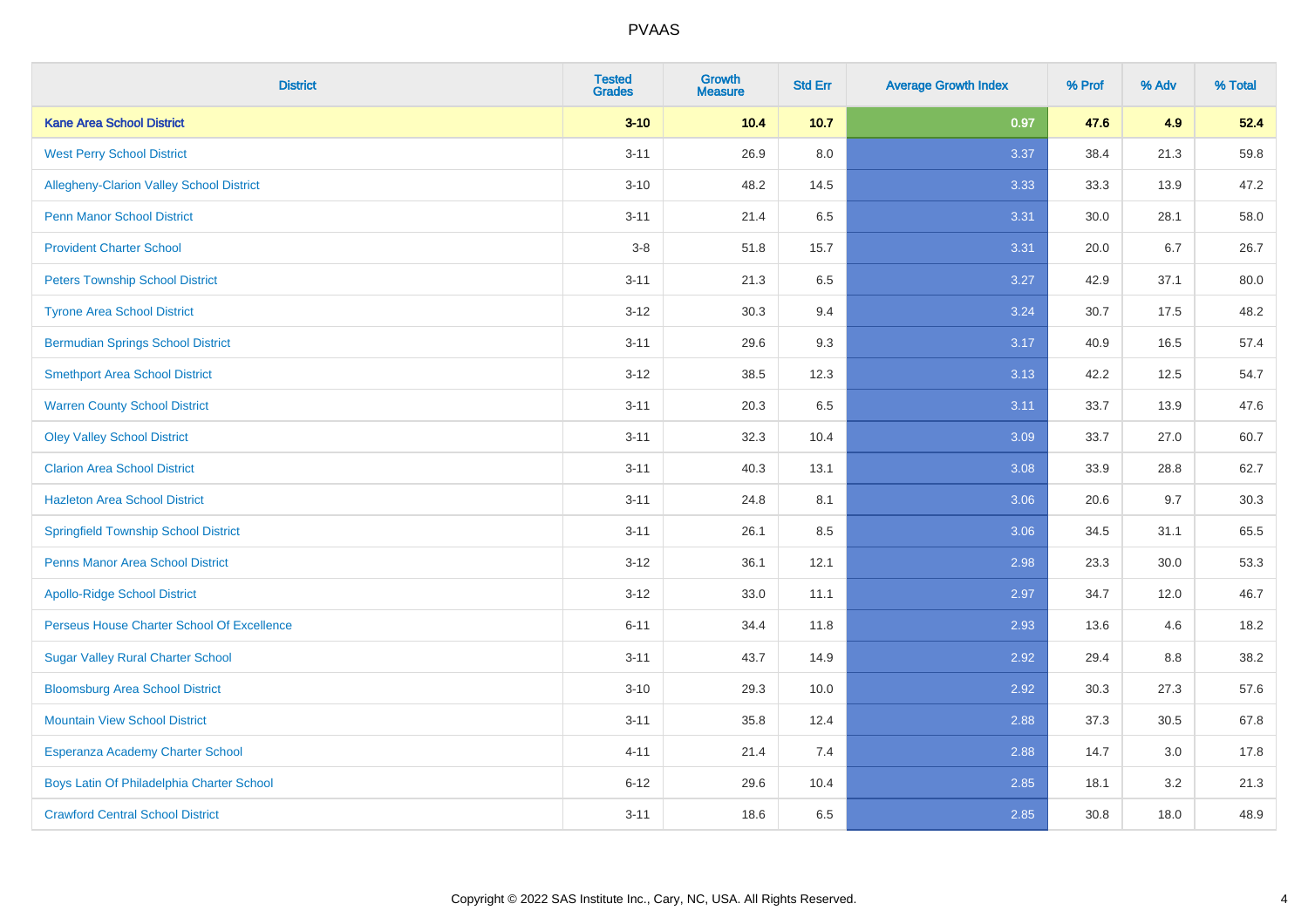| District | Tested Grades | Growth Measure | Std Err | Average Growth Index | % Prof | % Adv | % Total |
|---|---|---|---|---|---|---|---|
| **Kane Area School District** | **3-10** | **10.4** | **10.7** | **0.97** | **47.6** | **4.9** | **52.4** |
| West Perry School District | 3-11 | 26.9 | 8.0 | 3.37 | 38.4 | 21.3 | 59.8 |
| Allegheny-Clarion Valley School District | 3-10 | 48.2 | 14.5 | 3.33 | 33.3 | 13.9 | 47.2 |
| Penn Manor School District | 3-11 | 21.4 | 6.5 | 3.31 | 30.0 | 28.1 | 58.0 |
| Provident Charter School | 3-8 | 51.8 | 15.7 | 3.31 | 20.0 | 6.7 | 26.7 |
| Peters Township School District | 3-11 | 21.3 | 6.5 | 3.27 | 42.9 | 37.1 | 80.0 |
| Tyrone Area School District | 3-12 | 30.3 | 9.4 | 3.24 | 30.7 | 17.5 | 48.2 |
| Bermudian Springs School District | 3-11 | 29.6 | 9.3 | 3.17 | 40.9 | 16.5 | 57.4 |
| Smethport Area School District | 3-12 | 38.5 | 12.3 | 3.13 | 42.2 | 12.5 | 54.7 |
| Warren County School District | 3-11 | 20.3 | 6.5 | 3.11 | 33.7 | 13.9 | 47.6 |
| Oley Valley School District | 3-11 | 32.3 | 10.4 | 3.09 | 33.7 | 27.0 | 60.7 |
| Clarion Area School District | 3-11 | 40.3 | 13.1 | 3.08 | 33.9 | 28.8 | 62.7 |
| Hazleton Area School District | 3-11 | 24.8 | 8.1 | 3.06 | 20.6 | 9.7 | 30.3 |
| Springfield Township School District | 3-11 | 26.1 | 8.5 | 3.06 | 34.5 | 31.1 | 65.5 |
| Penns Manor Area School District | 3-12 | 36.1 | 12.1 | 2.98 | 23.3 | 30.0 | 53.3 |
| Apollo-Ridge School District | 3-12 | 33.0 | 11.1 | 2.97 | 34.7 | 12.0 | 46.7 |
| Perseus House Charter School Of Excellence | 6-11 | 34.4 | 11.8 | 2.93 | 13.6 | 4.6 | 18.2 |
| Sugar Valley Rural Charter School | 3-11 | 43.7 | 14.9 | 2.92 | 29.4 | 8.8 | 38.2 |
| Bloomsburg Area School District | 3-10 | 29.3 | 10.0 | 2.92 | 30.3 | 27.3 | 57.6 |
| Mountain View School District | 3-11 | 35.8 | 12.4 | 2.88 | 37.3 | 30.5 | 67.8 |
| Esperanza Academy Charter School | 4-11 | 21.4 | 7.4 | 2.88 | 14.7 | 3.0 | 17.8 |
| Boys Latin Of Philadelphia Charter School | 6-12 | 29.6 | 10.4 | 2.85 | 18.1 | 3.2 | 21.3 |
| Crawford Central School District | 3-11 | 18.6 | 6.5 | 2.85 | 30.8 | 18.0 | 48.9 |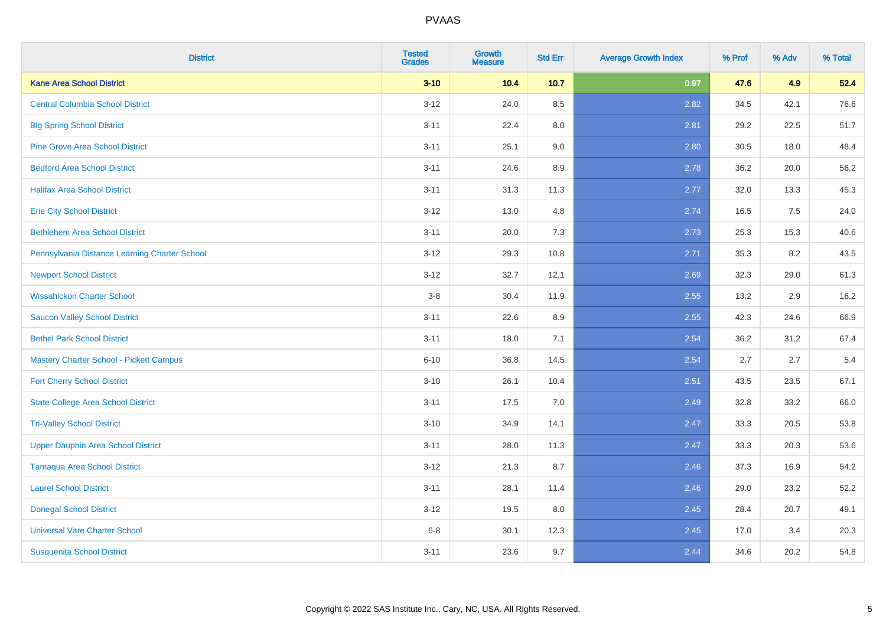# PVAAS

| District | Tested Grades | Growth Measure | Std Err | Average Growth Index | % Prof | % Adv | % Total |
|---|---|---|---|---|---|---|---|
| **Kane Area School District** | **3-10** | **10.4** | **10.7** | **0.97** | **47.6** | **4.9** | **52.4** |
| Central Columbia School District | 3-12 | 24.0 | 8.5 | 2.82 | 34.5 | 42.1 | 76.6 |
| Big Spring School District | 3-11 | 22.4 | 8.0 | 2.81 | 29.2 | 22.5 | 51.7 |
| Pine Grove Area School District | 3-11 | 25.1 | 9.0 | 2.80 | 30.5 | 18.0 | 48.4 |
| Bedford Area School District | 3-11 | 24.6 | 8.9 | 2.78 | 36.2 | 20.0 | 56.2 |
| Halifax Area School District | 3-11 | 31.3 | 11.3 | 2.77 | 32.0 | 13.3 | 45.3 |
| Erie City School District | 3-12 | 13.0 | 4.8 | 2.74 | 16.5 | 7.5 | 24.0 |
| Bethlehem Area School District | 3-11 | 20.0 | 7.3 | 2.73 | 25.3 | 15.3 | 40.6 |
| Pennsylvania Distance Learning Charter School | 3-12 | 29.3 | 10.8 | 2.71 | 35.3 | 8.2 | 43.5 |
| Newport School District | 3-12 | 32.7 | 12.1 | 2.69 | 32.3 | 29.0 | 61.3 |
| Wissahickon Charter School | 3-8 | 30.4 | 11.9 | 2.55 | 13.2 | 2.9 | 16.2 |
| Saucon Valley School District | 3-11 | 22.6 | 8.9 | 2.55 | 42.3 | 24.6 | 66.9 |
| Bethel Park School District | 3-11 | 18.0 | 7.1 | 2.54 | 36.2 | 31.2 | 67.4 |
| Mastery Charter School - Pickett Campus | 6-10 | 36.8 | 14.5 | 2.54 | 2.7 | 2.7 | 5.4 |
| Fort Cherry School District | 3-10 | 26.1 | 10.4 | 2.51 | 43.5 | 23.5 | 67.1 |
| State College Area School District | 3-11 | 17.5 | 7.0 | 2.49 | 32.8 | 33.2 | 66.0 |
| Tri-Valley School District | 3-10 | 34.9 | 14.1 | 2.47 | 33.3 | 20.5 | 53.8 |
| Upper Dauphin Area School District | 3-11 | 28.0 | 11.3 | 2.47 | 33.3 | 20.3 | 53.6 |
| Tamaqua Area School District | 3-12 | 21.3 | 8.7 | 2.46 | 37.3 | 16.9 | 54.2 |
| Laurel School District | 3-11 | 28.1 | 11.4 | 2.46 | 29.0 | 23.2 | 52.2 |
| Donegal School District | 3-12 | 19.5 | 8.0 | 2.45 | 28.4 | 20.7 | 49.1 |
| Universal Vare Charter School | 6-8 | 30.1 | 12.3 | 2.45 | 17.0 | 3.4 | 20.3 |
| Susquenita School District | 3-11 | 23.6 | 9.7 | 2.44 | 34.6 | 20.2 | 54.8 |

Copyright © 2022 SAS Institute Inc., Cary, NC, USA. All Rights Reserved.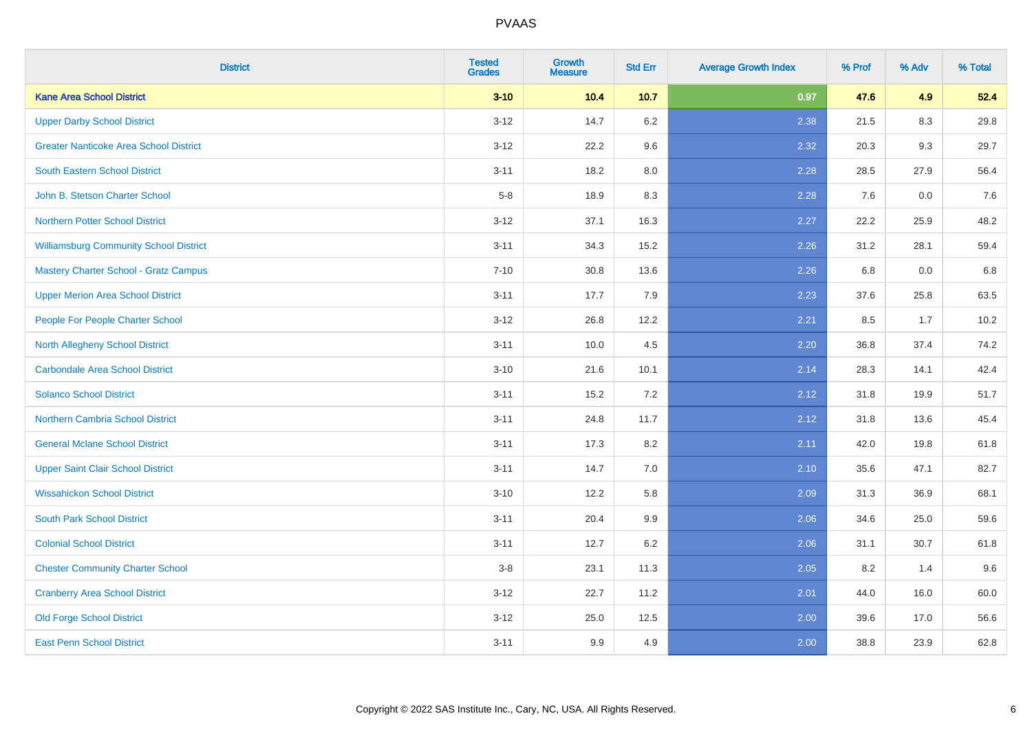| District | Tested Grades | Growth Measure | Std Err | Average Growth Index | % Prof | % Adv | % Total |
|---|---|---|---|---|---|---|---|
| **Kane Area School District** | **3-10** | **10.4** | **10.7** | **0.97** | **47.6** | **4.9** | **52.4** |
| Upper Darby School District | 3-12 | 14.7 | 6.2 | 2.38 | 21.5 | 8.3 | 29.8 |
| Greater Nanticoke Area School District | 3-12 | 22.2 | 9.6 | 2.32 | 20.3 | 9.3 | 29.7 |
| South Eastern School District | 3-11 | 18.2 | 8.0 | 2.28 | 28.5 | 27.9 | 56.4 |
| John B. Stetson Charter School | 5-8 | 18.9 | 8.3 | 2.28 | 7.6 | 0.0 | 7.6 |
| Northern Potter School District | 3-12 | 37.1 | 16.3 | 2.27 | 22.2 | 25.9 | 48.2 |
| Williamsburg Community School District | 3-11 | 34.3 | 15.2 | 2.26 | 31.2 | 28.1 | 59.4 |
| Mastery Charter School - Gratz Campus | 7-10 | 30.8 | 13.6 | 2.26 | 6.8 | 0.0 | 6.8 |
| Upper Merion Area School District | 3-11 | 17.7 | 7.9 | 2.23 | 37.6 | 25.8 | 63.5 |
| People For People Charter School | 3-12 | 26.8 | 12.2 | 2.21 | 8.5 | 1.7 | 10.2 |
| North Allegheny School District | 3-11 | 10.0 | 4.5 | 2.20 | 36.8 | 37.4 | 74.2 |
| Carbondale Area School District | 3-10 | 21.6 | 10.1 | 2.14 | 28.3 | 14.1 | 42.4 |
| Solanco School District | 3-11 | 15.2 | 7.2 | 2.12 | 31.8 | 19.9 | 51.7 |
| Northern Cambria School District | 3-11 | 24.8 | 11.7 | 2.12 | 31.8 | 13.6 | 45.4 |
| General Mclane School District | 3-11 | 17.3 | 8.2 | 2.11 | 42.0 | 19.8 | 61.8 |
| Upper Saint Clair School District | 3-11 | 14.7 | 7.0 | 2.10 | 35.6 | 47.1 | 82.7 |
| Wissahickon School District | 3-10 | 12.2 | 5.8 | 2.09 | 31.3 | 36.9 | 68.1 |
| South Park School District | 3-11 | 20.4 | 9.9 | 2.06 | 34.6 | 25.0 | 59.6 |
| Colonial School District | 3-11 | 12.7 | 6.2 | 2.06 | 31.1 | 30.7 | 61.8 |
| Chester Community Charter School | 3-8 | 23.1 | 11.3 | 2.05 | 8.2 | 1.4 | 9.6 |
| Cranberry Area School District | 3-12 | 22.7 | 11.2 | 2.01 | 44.0 | 16.0 | 60.0 |
| Old Forge School District | 3-12 | 25.0 | 12.5 | 2.00 | 39.6 | 17.0 | 56.6 |
| East Penn School District | 3-11 | 9.9 | 4.9 | 2.00 | 38.8 | 23.9 | 62.8 |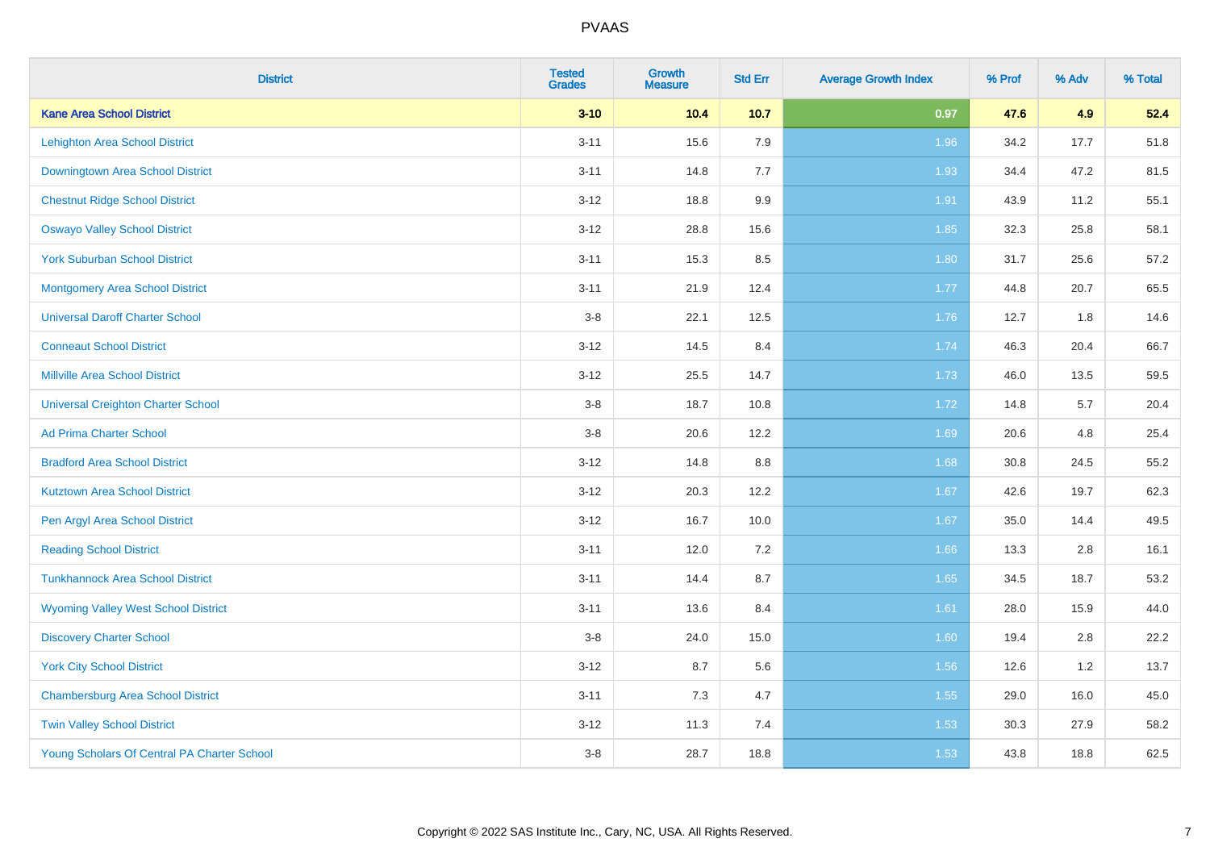| District | Tested Grades | Growth Measure | Std Err | Average Growth Index | % Prof | % Adv | % Total |
|---|---|---|---|---|---|---|---|
| **Kane Area School District** | **3-10** | **10.4** | **10.7** | **0.97** | **47.6** | **4.9** | **52.4** |
| Lehighton Area School District | 3-11 | 15.6 | 7.9 | 1.96 | 34.2 | 17.7 | 51.8 |
| Downingtown Area School District | 3-11 | 14.8 | 7.7 | 1.93 | 34.4 | 47.2 | 81.5 |
| Chestnut Ridge School District | 3-12 | 18.8 | 9.9 | 1.91 | 43.9 | 11.2 | 55.1 |
| Oswayo Valley School District | 3-12 | 28.8 | 15.6 | 1.85 | 32.3 | 25.8 | 58.1 |
| York Suburban School District | 3-11 | 15.3 | 8.5 | 1.80 | 31.7 | 25.6 | 57.2 |
| Montgomery Area School District | 3-11 | 21.9 | 12.4 | 1.77 | 44.8 | 20.7 | 65.5 |
| Universal Daroff Charter School | 3-8 | 22.1 | 12.5 | 1.76 | 12.7 | 1.8 | 14.6 |
| Conneaut School District | 3-12 | 14.5 | 8.4 | 1.74 | 46.3 | 20.4 | 66.7 |
| Millville Area School District | 3-12 | 25.5 | 14.7 | 1.73 | 46.0 | 13.5 | 59.5 |
| Universal Creighton Charter School | 3-8 | 18.7 | 10.8 | 1.72 | 14.8 | 5.7 | 20.4 |
| Ad Prima Charter School | 3-8 | 20.6 | 12.2 | 1.69 | 20.6 | 4.8 | 25.4 |
| Bradford Area School District | 3-12 | 14.8 | 8.8 | 1.68 | 30.8 | 24.5 | 55.2 |
| Kutztown Area School District | 3-12 | 20.3 | 12.2 | 1.67 | 42.6 | 19.7 | 62.3 |
| Pen Argyl Area School District | 3-12 | 16.7 | 10.0 | 1.67 | 35.0 | 14.4 | 49.5 |
| Reading School District | 3-11 | 12.0 | 7.2 | 1.66 | 13.3 | 2.8 | 16.1 |
| Tunkhannock Area School District | 3-11 | 14.4 | 8.7 | 1.65 | 34.5 | 18.7 | 53.2 |
| Wyoming Valley West School District | 3-11 | 13.6 | 8.4 | 1.61 | 28.0 | 15.9 | 44.0 |
| Discovery Charter School | 3-8 | 24.0 | 15.0 | 1.60 | 19.4 | 2.8 | 22.2 |
| York City School District | 3-12 | 8.7 | 5.6 | 1.56 | 12.6 | 1.2 | 13.7 |
| Chambersburg Area School District | 3-11 | 7.3 | 4.7 | 1.55 | 29.0 | 16.0 | 45.0 |
| Twin Valley School District | 3-12 | 11.3 | 7.4 | 1.53 | 30.3 | 27.9 | 58.2 |
| Young Scholars Of Central PA Charter School | 3-8 | 28.7 | 18.8 | 1.53 | 43.8 | 18.8 | 62.5 |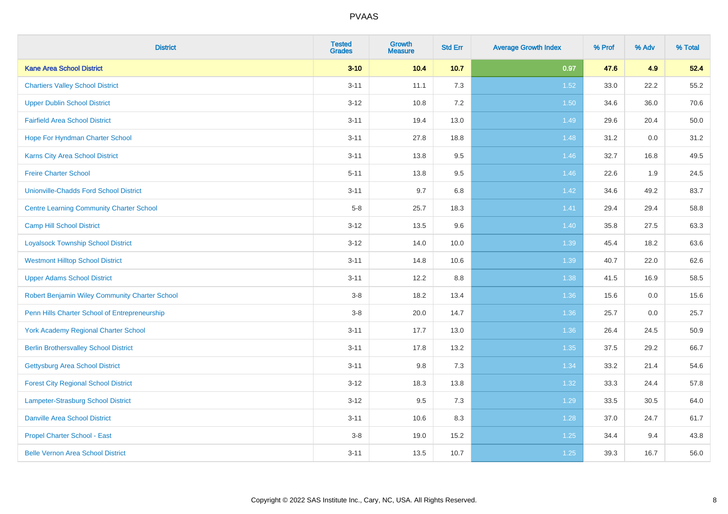| District | Tested Grades | Growth Measure | Std Err | Average Growth Index | % Prof | % Adv | % Total |
|---|---|---|---|---|---|---|---|
| **Kane Area School District** | **3-10** | **10.4** | **10.7** | **0.97** | **47.6** | **4.9** | **52.4** |
| Chartiers Valley School District | 3-11 | 11.1 | 7.3 | 1.52 | 33.0 | 22.2 | 55.2 |
| Upper Dublin School District | 3-12 | 10.8 | 7.2 | 1.50 | 34.6 | 36.0 | 70.6 |
| Fairfield Area School District | 3-11 | 19.4 | 13.0 | 1.49 | 29.6 | 20.4 | 50.0 |
| Hope For Hyndman Charter School | 3-11 | 27.8 | 18.8 | 1.48 | 31.2 | 0.0 | 31.2 |
| Karns City Area School District | 3-11 | 13.8 | 9.5 | 1.46 | 32.7 | 16.8 | 49.5 |
| Freire Charter School | 5-11 | 13.8 | 9.5 | 1.46 | 22.6 | 1.9 | 24.5 |
| Unionville-Chadds Ford School District | 3-11 | 9.7 | 6.8 | 1.42 | 34.6 | 49.2 | 83.7 |
| Centre Learning Community Charter School | 5-8 | 25.7 | 18.3 | 1.41 | 29.4 | 29.4 | 58.8 |
| Camp Hill School District | 3-12 | 13.5 | 9.6 | 1.40 | 35.8 | 27.5 | 63.3 |
| Loyalsock Township School District | 3-12 | 14.0 | 10.0 | 1.39 | 45.4 | 18.2 | 63.6 |
| Westmont Hilltop School District | 3-11 | 14.8 | 10.6 | 1.39 | 40.7 | 22.0 | 62.6 |
| Upper Adams School District | 3-11 | 12.2 | 8.8 | 1.38 | 41.5 | 16.9 | 58.5 |
| Robert Benjamin Wiley Community Charter School | 3-8 | 18.2 | 13.4 | 1.36 | 15.6 | 0.0 | 15.6 |
| Penn Hills Charter School of Entrepreneurship | 3-8 | 20.0 | 14.7 | 1.36 | 25.7 | 0.0 | 25.7 |
| York Academy Regional Charter School | 3-11 | 17.7 | 13.0 | 1.36 | 26.4 | 24.5 | 50.9 |
| Berlin Brothersvalley School District | 3-11 | 17.8 | 13.2 | 1.35 | 37.5 | 29.2 | 66.7 |
| Gettysburg Area School District | 3-11 | 9.8 | 7.3 | 1.34 | 33.2 | 21.4 | 54.6 |
| Forest City Regional School District | 3-12 | 18.3 | 13.8 | 1.32 | 33.3 | 24.4 | 57.8 |
| Lampeter-Strasburg School District | 3-12 | 9.5 | 7.3 | 1.29 | 33.5 | 30.5 | 64.0 |
| Danville Area School District | 3-11 | 10.6 | 8.3 | 1.28 | 37.0 | 24.7 | 61.7 |
| Propel Charter School - East | 3-8 | 19.0 | 15.2 | 1.25 | 34.4 | 9.4 | 43.8 |
| Belle Vernon Area School District | 3-11 | 13.5 | 10.7 | 1.25 | 39.3 | 16.7 | 56.0 |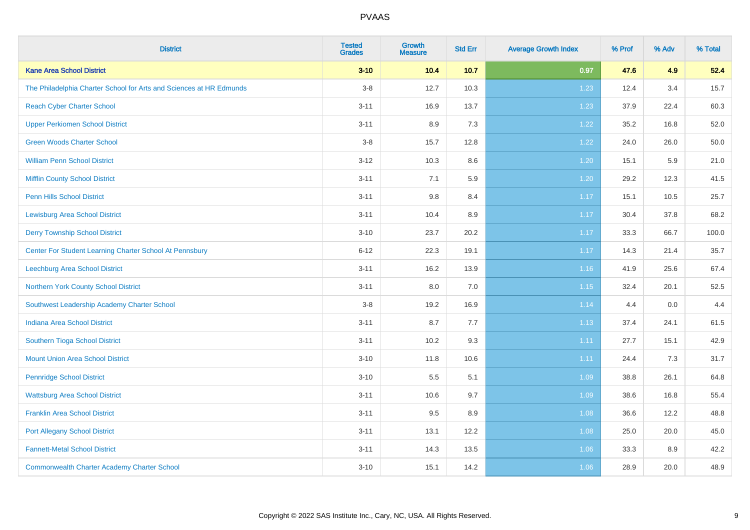| District | Tested Grades | Growth Measure | Std Err | Average Growth Index | % Prof | % Adv | % Total |
|---|---|---|---|---|---|---|---|
| **Kane Area School District** | **3-10** | **10.4** | **10.7** | **0.97** | **47.6** | **4.9** | **52.4** |
| The Philadelphia Charter School for Arts and Sciences at HR Edmunds | 3-8 | 12.7 | 10.3 | 1.23 | 12.4 | 3.4 | 15.7 |
| Reach Cyber Charter School | 3-11 | 16.9 | 13.7 | 1.23 | 37.9 | 22.4 | 60.3 |
| Upper Perkiomen School District | 3-11 | 8.9 | 7.3 | 1.22 | 35.2 | 16.8 | 52.0 |
| Green Woods Charter School | 3-8 | 15.7 | 12.8 | 1.22 | 24.0 | 26.0 | 50.0 |
| William Penn School District | 3-12 | 10.3 | 8.6 | 1.20 | 15.1 | 5.9 | 21.0 |
| Mifflin County School District | 3-11 | 7.1 | 5.9 | 1.20 | 29.2 | 12.3 | 41.5 |
| Penn Hills School District | 3-11 | 9.8 | 8.4 | 1.17 | 15.1 | 10.5 | 25.7 |
| Lewisburg Area School District | 3-11 | 10.4 | 8.9 | 1.17 | 30.4 | 37.8 | 68.2 |
| Derry Township School District | 3-10 | 23.7 | 20.2 | 1.17 | 33.3 | 66.7 | 100.0 |
| Center For Student Learning Charter School At Pennsbury | 6-12 | 22.3 | 19.1 | 1.17 | 14.3 | 21.4 | 35.7 |
| Leechburg Area School District | 3-11 | 16.2 | 13.9 | 1.16 | 41.9 | 25.6 | 67.4 |
| Northern York County School District | 3-11 | 8.0 | 7.0 | 1.15 | 32.4 | 20.1 | 52.5 |
| Southwest Leadership Academy Charter School | 3-8 | 19.2 | 16.9 | 1.14 | 4.4 | 0.0 | 4.4 |
| Indiana Area School District | 3-11 | 8.7 | 7.7 | 1.13 | 37.4 | 24.1 | 61.5 |
| Southern Tioga School District | 3-11 | 10.2 | 9.3 | 1.11 | 27.7 | 15.1 | 42.9 |
| Mount Union Area School District | 3-10 | 11.8 | 10.6 | 1.11 | 24.4 | 7.3 | 31.7 |
| Pennridge School District | 3-10 | 5.5 | 5.1 | 1.09 | 38.8 | 26.1 | 64.8 |
| Wattsburg Area School District | 3-11 | 10.6 | 9.7 | 1.09 | 38.6 | 16.8 | 55.4 |
| Franklin Area School District | 3-11 | 9.5 | 8.9 | 1.08 | 36.6 | 12.2 | 48.8 |
| Port Allegany School District | 3-11 | 13.1 | 12.2 | 1.08 | 25.0 | 20.0 | 45.0 |
| Fannett-Metal School District | 3-11 | 14.3 | 13.5 | 1.06 | 33.3 | 8.9 | 42.2 |
| Commonwealth Charter Academy Charter School | 3-10 | 15.1 | 14.2 | 1.06 | 28.9 | 20.0 | 48.9 |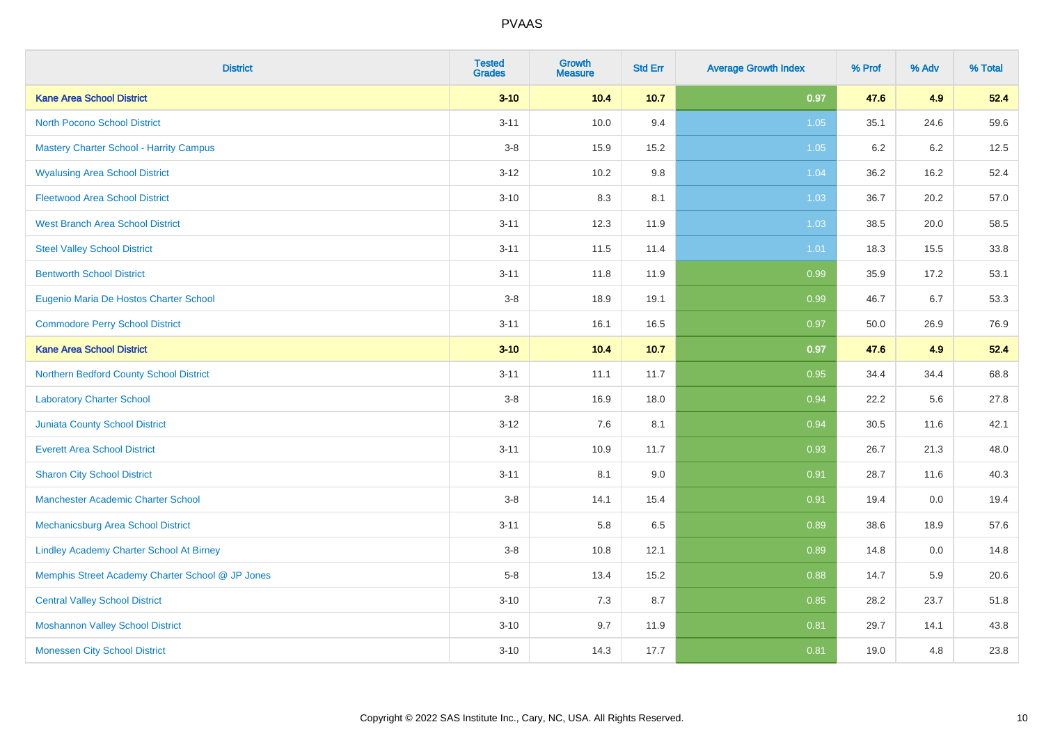# PVAAS

| District | Tested Grades | Growth Measure | Std Err | Average Growth Index | % Prof | % Adv | % Total |
|---|---|---|---|---|---|---|---|
| **Kane Area School District** | **3-10** | **10.4** | **10.7** | **0.97** | **47.6** | **4.9** | **52.4** |
| North Pocono School District | 3-11 | 10.0 | 9.4 | 1.05 | 35.1 | 24.6 | 59.6 |
| Mastery Charter School - Harrity Campus | 3-8 | 15.9 | 15.2 | 1.05 | 6.2 | 6.2 | 12.5 |
| Wyalusing Area School District | 3-12 | 10.2 | 9.8 | 1.04 | 36.2 | 16.2 | 52.4 |
| Fleetwood Area School District | 3-10 | 8.3 | 8.1 | 1.03 | 36.7 | 20.2 | 57.0 |
| West Branch Area School District | 3-11 | 12.3 | 11.9 | 1.03 | 38.5 | 20.0 | 58.5 |
| Steel Valley School District | 3-11 | 11.5 | 11.4 | 1.01 | 18.3 | 15.5 | 33.8 |
| Bentworth School District | 3-11 | 11.8 | 11.9 | 0.99 | 35.9 | 17.2 | 53.1 |
| Eugenio Maria De Hostos Charter School | 3-8 | 18.9 | 19.1 | 0.99 | 46.7 | 6.7 | 53.3 |
| Commodore Perry School District | 3-11 | 16.1 | 16.5 | 0.97 | 50.0 | 26.9 | 76.9 |
| **Kane Area School District** | **3-10** | **10.4** | **10.7** | **0.97** | **47.6** | **4.9** | **52.4** |
| Northern Bedford County School District | 3-11 | 11.1 | 11.7 | 0.95 | 34.4 | 34.4 | 68.8 |
| Laboratory Charter School | 3-8 | 16.9 | 18.0 | 0.94 | 22.2 | 5.6 | 27.8 |
| Juniata County School District | 3-12 | 7.6 | 8.1 | 0.94 | 30.5 | 11.6 | 42.1 |
| Everett Area School District | 3-11 | 10.9 | 11.7 | 0.93 | 26.7 | 21.3 | 48.0 |
| Sharon City School District | 3-11 | 8.1 | 9.0 | 0.91 | 28.7 | 11.6 | 40.3 |
| Manchester Academic Charter School | 3-8 | 14.1 | 15.4 | 0.91 | 19.4 | 0.0 | 19.4 |
| Mechanicsburg Area School District | 3-11 | 5.8 | 6.5 | 0.89 | 38.6 | 18.9 | 57.6 |
| Lindley Academy Charter School At Birney | 3-8 | 10.8 | 12.1 | 0.89 | 14.8 | 0.0 | 14.8 |
| Memphis Street Academy Charter School @ JP Jones | 5-8 | 13.4 | 15.2 | 0.88 | 14.7 | 5.9 | 20.6 |
| Central Valley School District | 3-10 | 7.3 | 8.7 | 0.85 | 28.2 | 23.7 | 51.8 |
| Moshannon Valley School District | 3-10 | 9.7 | 11.9 | 0.81 | 29.7 | 14.1 | 43.8 |
| Monessen City School District | 3-10 | 14.3 | 17.7 | 0.81 | 19.0 | 4.8 | 23.8 |

Copyright © 2022 SAS Institute Inc., Cary, NC, USA. All Rights Reserved.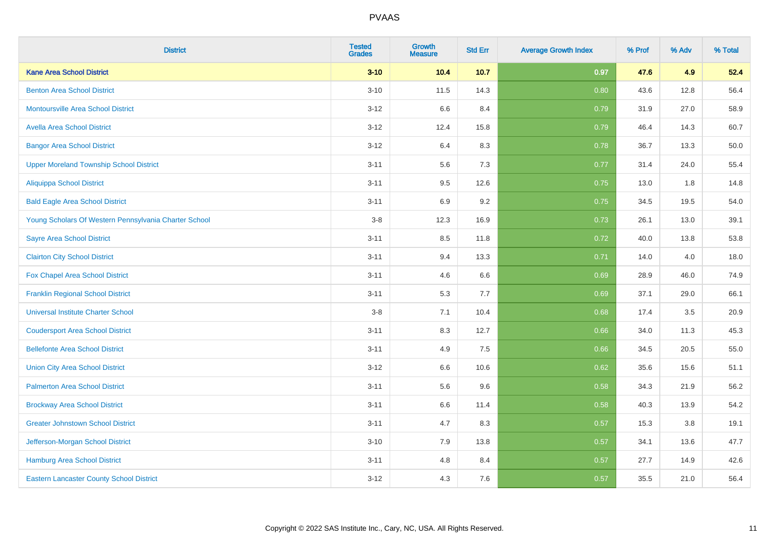| District | Tested Grades | Growth Measure | Std Err | Average Growth Index | % Prof | % Adv | % Total |
|---|---|---|---|---|---|---|---|
| **Kane Area School District** | **3-10** | **10.4** | **10.7** | **0.97** | **47.6** | **4.9** | **52.4** |
| Benton Area School District | 3-10 | 11.5 | 14.3 | 0.80 | 43.6 | 12.8 | 56.4 |
| Montoursville Area School District | 3-12 | 6.6 | 8.4 | 0.79 | 31.9 | 27.0 | 58.9 |
| Avella Area School District | 3-12 | 12.4 | 15.8 | 0.79 | 46.4 | 14.3 | 60.7 |
| Bangor Area School District | 3-12 | 6.4 | 8.3 | 0.78 | 36.7 | 13.3 | 50.0 |
| Upper Moreland Township School District | 3-11 | 5.6 | 7.3 | 0.77 | 31.4 | 24.0 | 55.4 |
| Aliquippa School District | 3-11 | 9.5 | 12.6 | 0.75 | 13.0 | 1.8 | 14.8 |
| Bald Eagle Area School District | 3-11 | 6.9 | 9.2 | 0.75 | 34.5 | 19.5 | 54.0 |
| Young Scholars Of Western Pennsylvania Charter School | 3-8 | 12.3 | 16.9 | 0.73 | 26.1 | 13.0 | 39.1 |
| Sayre Area School District | 3-11 | 8.5 | 11.8 | 0.72 | 40.0 | 13.8 | 53.8 |
| Clairton City School District | 3-11 | 9.4 | 13.3 | 0.71 | 14.0 | 4.0 | 18.0 |
| Fox Chapel Area School District | 3-11 | 4.6 | 6.6 | 0.69 | 28.9 | 46.0 | 74.9 |
| Franklin Regional School District | 3-11 | 5.3 | 7.7 | 0.69 | 37.1 | 29.0 | 66.1 |
| Universal Institute Charter School | 3-8 | 7.1 | 10.4 | 0.68 | 17.4 | 3.5 | 20.9 |
| Coudersport Area School District | 3-11 | 8.3 | 12.7 | 0.66 | 34.0 | 11.3 | 45.3 |
| Bellefonte Area School District | 3-11 | 4.9 | 7.5 | 0.66 | 34.5 | 20.5 | 55.0 |
| Union City Area School District | 3-12 | 6.6 | 10.6 | 0.62 | 35.6 | 15.6 | 51.1 |
| Palmerton Area School District | 3-11 | 5.6 | 9.6 | 0.58 | 34.3 | 21.9 | 56.2 |
| Brockway Area School District | 3-11 | 6.6 | 11.4 | 0.58 | 40.3 | 13.9 | 54.2 |
| Greater Johnstown School District | 3-11 | 4.7 | 8.3 | 0.57 | 15.3 | 3.8 | 19.1 |
| Jefferson-Morgan School District | 3-10 | 7.9 | 13.8 | 0.57 | 34.1 | 13.6 | 47.7 |
| Hamburg Area School District | 3-11 | 4.8 | 8.4 | 0.57 | 27.7 | 14.9 | 42.6 |
| Eastern Lancaster County School District | 3-12 | 4.3 | 7.6 | 0.57 | 35.5 | 21.0 | 56.4 |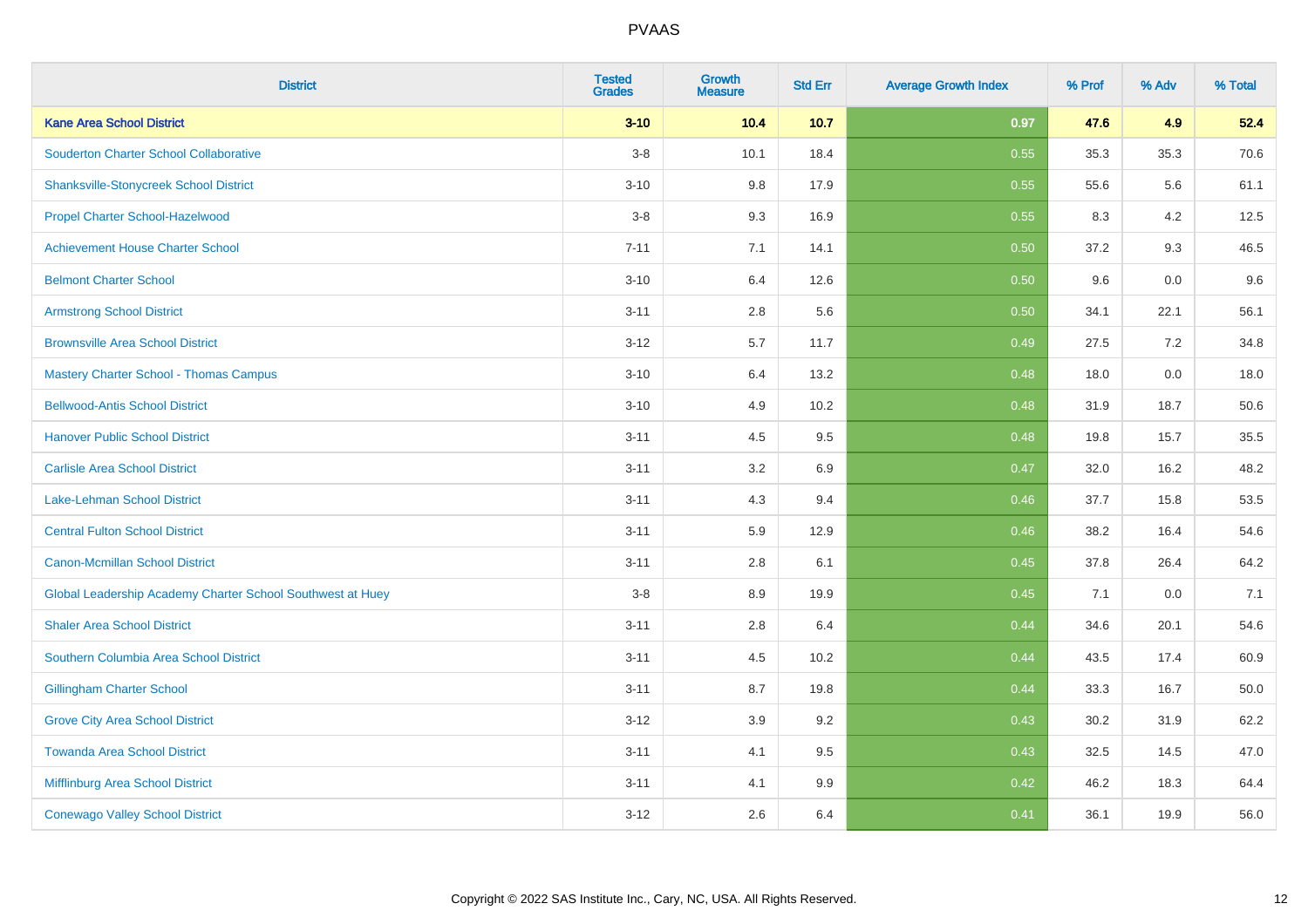# PVAAS

| District | Tested Grades | Growth Measure | Std Err | Average Growth Index | % Prof | % Adv | % Total |
|---|---|---|---|---|---|---|---|
| **Kane Area School District** | **3-10** | **10.4** | **10.7** | **0.97** | **47.6** | **4.9** | **52.4** |
| Souderton Charter School Collaborative | 3-8 | 10.1 | 18.4 | 0.55 | 35.3 | 35.3 | 70.6 |
| Shanksville-Stonycreek School District | 3-10 | 9.8 | 17.9 | 0.55 | 55.6 | 5.6 | 61.1 |
| Propel Charter School-Hazelwood | 3-8 | 9.3 | 16.9 | 0.55 | 8.3 | 4.2 | 12.5 |
| Achievement House Charter School | 7-11 | 7.1 | 14.1 | 0.50 | 37.2 | 9.3 | 46.5 |
| Belmont Charter School | 3-10 | 6.4 | 12.6 | 0.50 | 9.6 | 0.0 | 9.6 |
| Armstrong School District | 3-11 | 2.8 | 5.6 | 0.50 | 34.1 | 22.1 | 56.1 |
| Brownsville Area School District | 3-12 | 5.7 | 11.7 | 0.49 | 27.5 | 7.2 | 34.8 |
| Mastery Charter School - Thomas Campus | 3-10 | 6.4 | 13.2 | 0.48 | 18.0 | 0.0 | 18.0 |
| Bellwood-Antis School District | 3-10 | 4.9 | 10.2 | 0.48 | 31.9 | 18.7 | 50.6 |
| Hanover Public School District | 3-11 | 4.5 | 9.5 | 0.48 | 19.8 | 15.7 | 35.5 |
| Carlisle Area School District | 3-11 | 3.2 | 6.9 | 0.47 | 32.0 | 16.2 | 48.2 |
| Lake-Lehman School District | 3-11 | 4.3 | 9.4 | 0.46 | 37.7 | 15.8 | 53.5 |
| Central Fulton School District | 3-11 | 5.9 | 12.9 | 0.46 | 38.2 | 16.4 | 54.6 |
| Canon-Mcmillan School District | 3-11 | 2.8 | 6.1 | 0.45 | 37.8 | 26.4 | 64.2 |
| Global Leadership Academy Charter School Southwest at Huey | 3-8 | 8.9 | 19.9 | 0.45 | 7.1 | 0.0 | 7.1 |
| Shaler Area School District | 3-11 | 2.8 | 6.4 | 0.44 | 34.6 | 20.1 | 54.6 |
| Southern Columbia Area School District | 3-11 | 4.5 | 10.2 | 0.44 | 43.5 | 17.4 | 60.9 |
| Gillingham Charter School | 3-11 | 8.7 | 19.8 | 0.44 | 33.3 | 16.7 | 50.0 |
| Grove City Area School District | 3-12 | 3.9 | 9.2 | 0.43 | 30.2 | 31.9 | 62.2 |
| Towanda Area School District | 3-11 | 4.1 | 9.5 | 0.43 | 32.5 | 14.5 | 47.0 |
| Mifflinburg Area School District | 3-11 | 4.1 | 9.9 | 0.42 | 46.2 | 18.3 | 64.4 |
| Conewago Valley School District | 3-12 | 2.6 | 6.4 | 0.41 | 36.1 | 19.9 | 56.0 |

Copyright © 2022 SAS Institute Inc., Cary, NC, USA. All Rights Reserved.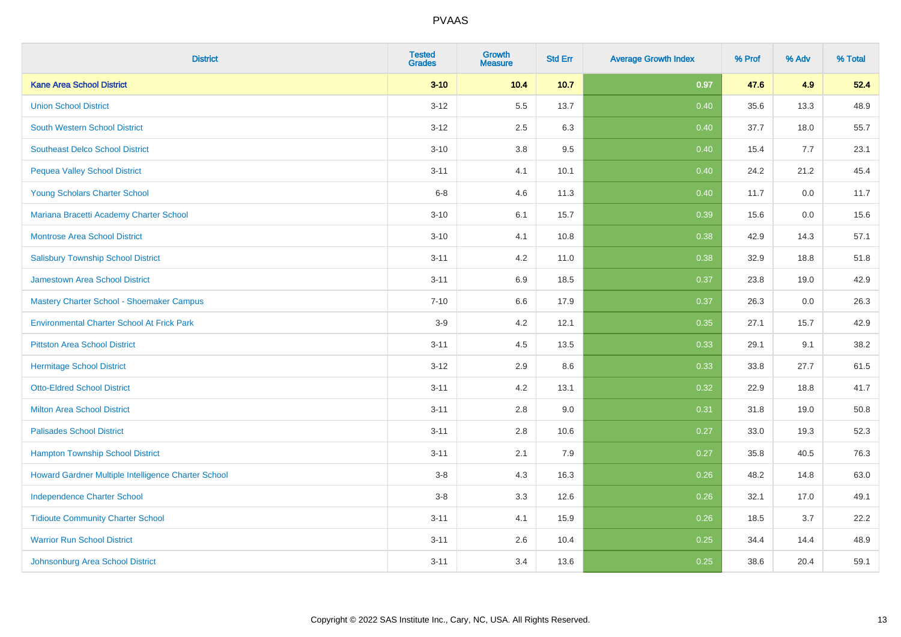| District | Tested Grades | Growth Measure | Std Err | Average Growth Index | % Prof | % Adv | % Total |
|---|---|---|---|---|---|---|---|
| **Kane Area School District** | **3-10** | **10.4** | **10.7** | **0.97** | **47.6** | **4.9** | **52.4** |
| Union School District | 3-12 | 5.5 | 13.7 | 0.40 | 35.6 | 13.3 | 48.9 |
| South Western School District | 3-12 | 2.5 | 6.3 | 0.40 | 37.7 | 18.0 | 55.7 |
| Southeast Delco School District | 3-10 | 3.8 | 9.5 | 0.40 | 15.4 | 7.7 | 23.1 |
| Pequea Valley School District | 3-11 | 4.1 | 10.1 | 0.40 | 24.2 | 21.2 | 45.4 |
| Young Scholars Charter School | 6-8 | 4.6 | 11.3 | 0.40 | 11.7 | 0.0 | 11.7 |
| Mariana Bracetti Academy Charter School | 3-10 | 6.1 | 15.7 | 0.39 | 15.6 | 0.0 | 15.6 |
| Montrose Area School District | 3-10 | 4.1 | 10.8 | 0.38 | 42.9 | 14.3 | 57.1 |
| Salisbury Township School District | 3-11 | 4.2 | 11.0 | 0.38 | 32.9 | 18.8 | 51.8 |
| Jamestown Area School District | 3-11 | 6.9 | 18.5 | 0.37 | 23.8 | 19.0 | 42.9 |
| Mastery Charter School - Shoemaker Campus | 7-10 | 6.6 | 17.9 | 0.37 | 26.3 | 0.0 | 26.3 |
| Environmental Charter School At Frick Park | 3-9 | 4.2 | 12.1 | 0.35 | 27.1 | 15.7 | 42.9 |
| Pittston Area School District | 3-11 | 4.5 | 13.5 | 0.33 | 29.1 | 9.1 | 38.2 |
| Hermitage School District | 3-12 | 2.9 | 8.6 | 0.33 | 33.8 | 27.7 | 61.5 |
| Otto-Eldred School District | 3-11 | 4.2 | 13.1 | 0.32 | 22.9 | 18.8 | 41.7 |
| Milton Area School District | 3-11 | 2.8 | 9.0 | 0.31 | 31.8 | 19.0 | 50.8 |
| Palisades School District | 3-11 | 2.8 | 10.6 | 0.27 | 33.0 | 19.3 | 52.3 |
| Hampton Township School District | 3-11 | 2.1 | 7.9 | 0.27 | 35.8 | 40.5 | 76.3 |
| Howard Gardner Multiple Intelligence Charter School | 3-8 | 4.3 | 16.3 | 0.26 | 48.2 | 14.8 | 63.0 |
| Independence Charter School | 3-8 | 3.3 | 12.6 | 0.26 | 32.1 | 17.0 | 49.1 |
| Tidioute Community Charter School | 3-11 | 4.1 | 15.9 | 0.26 | 18.5 | 3.7 | 22.2 |
| Warrior Run School District | 3-11 | 2.6 | 10.4 | 0.25 | 34.4 | 14.4 | 48.9 |
| Johnsonburg Area School District | 3-11 | 3.4 | 13.6 | 0.25 | 38.6 | 20.4 | 59.1 |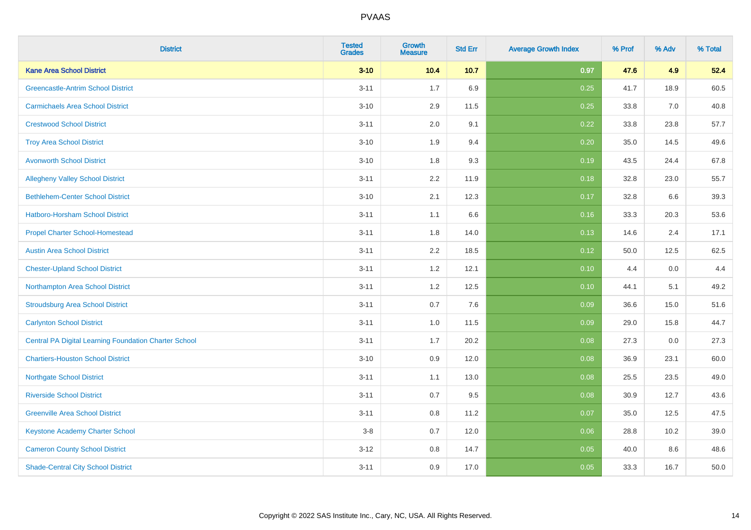| District | Tested Grades | Growth Measure | Std Err | Average Growth Index | % Prof | % Adv | % Total |
|---|---|---|---|---|---|---|---|
| **Kane Area School District** | **3-10** | **10.4** | **10.7** | **0.97** | **47.6** | **4.9** | **52.4** |
| Greencastle-Antrim School District | 3-11 | 1.7 | 6.9 | 0.25 | 41.7 | 18.9 | 60.5 |
| Carmichaels Area School District | 3-10 | 2.9 | 11.5 | 0.25 | 33.8 | 7.0 | 40.8 |
| Crestwood School District | 3-11 | 2.0 | 9.1 | 0.22 | 33.8 | 23.8 | 57.7 |
| Troy Area School District | 3-10 | 1.9 | 9.4 | 0.20 | 35.0 | 14.5 | 49.6 |
| Avonworth School District | 3-10 | 1.8 | 9.3 | 0.19 | 43.5 | 24.4 | 67.8 |
| Allegheny Valley School District | 3-11 | 2.2 | 11.9 | 0.18 | 32.8 | 23.0 | 55.7 |
| Bethlehem-Center School District | 3-10 | 2.1 | 12.3 | 0.17 | 32.8 | 6.6 | 39.3 |
| Hatboro-Horsham School District | 3-11 | 1.1 | 6.6 | 0.16 | 33.3 | 20.3 | 53.6 |
| Propel Charter School-Homestead | 3-11 | 1.8 | 14.0 | 0.13 | 14.6 | 2.4 | 17.1 |
| Austin Area School District | 3-11 | 2.2 | 18.5 | 0.12 | 50.0 | 12.5 | 62.5 |
| Chester-Upland School District | 3-11 | 1.2 | 12.1 | 0.10 | 4.4 | 0.0 | 4.4 |
| Northampton Area School District | 3-11 | 1.2 | 12.5 | 0.10 | 44.1 | 5.1 | 49.2 |
| Stroudsburg Area School District | 3-11 | 0.7 | 7.6 | 0.09 | 36.6 | 15.0 | 51.6 |
| Carlynton School District | 3-11 | 1.0 | 11.5 | 0.09 | 29.0 | 15.8 | 44.7 |
| Central PA Digital Learning Foundation Charter School | 3-11 | 1.7 | 20.2 | 0.08 | 27.3 | 0.0 | 27.3 |
| Chartiers-Houston School District | 3-10 | 0.9 | 12.0 | 0.08 | 36.9 | 23.1 | 60.0 |
| Northgate School District | 3-11 | 1.1 | 13.0 | 0.08 | 25.5 | 23.5 | 49.0 |
| Riverside School District | 3-11 | 0.7 | 9.5 | 0.08 | 30.9 | 12.7 | 43.6 |
| Greenville Area School District | 3-11 | 0.8 | 11.2 | 0.07 | 35.0 | 12.5 | 47.5 |
| Keystone Academy Charter School | 3-8 | 0.7 | 12.0 | 0.06 | 28.8 | 10.2 | 39.0 |
| Cameron County School District | 3-12 | 0.8 | 14.7 | 0.05 | 40.0 | 8.6 | 48.6 |
| Shade-Central City School District | 3-11 | 0.9 | 17.0 | 0.05 | 33.3 | 16.7 | 50.0 |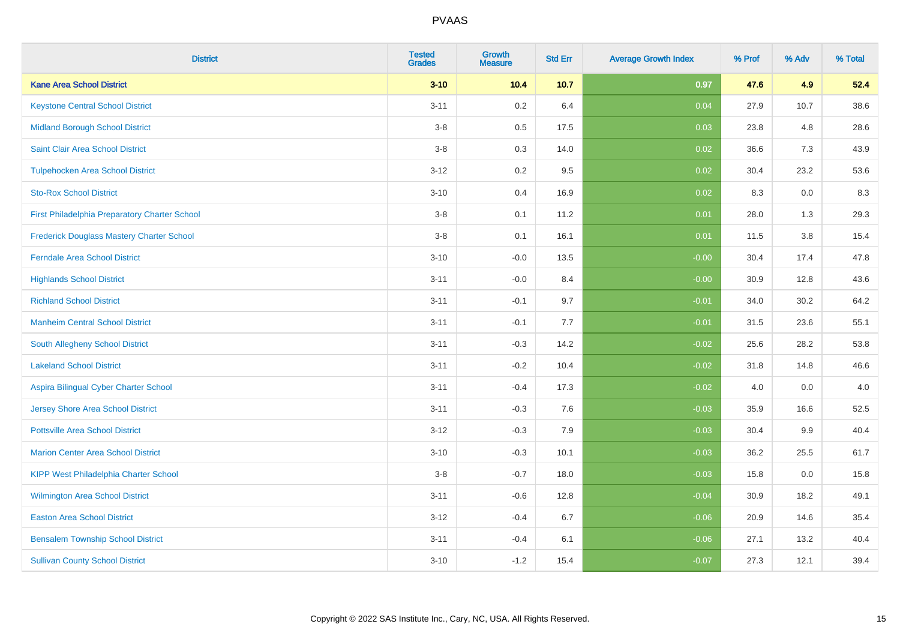PVAAS

| District | Tested Grades | Growth Measure | Std Err | Average Growth Index | % Prof | % Adv | % Total |
|---|---|---|---|---|---|---|---|
| **Kane Area School District** | **3-10** | **10.4** | **10.7** | **0.97** | **47.6** | **4.9** | **52.4** |
| Keystone Central School District | 3-11 | 0.2 | 6.4 | 0.04 | 27.9 | 10.7 | 38.6 |
| Midland Borough School District | 3-8 | 0.5 | 17.5 | 0.03 | 23.8 | 4.8 | 28.6 |
| Saint Clair Area School District | 3-8 | 0.3 | 14.0 | 0.02 | 36.6 | 7.3 | 43.9 |
| Tulpehocken Area School District | 3-12 | 0.2 | 9.5 | 0.02 | 30.4 | 23.2 | 53.6 |
| Sto-Rox School District | 3-10 | 0.4 | 16.9 | 0.02 | 8.3 | 0.0 | 8.3 |
| First Philadelphia Preparatory Charter School | 3-8 | 0.1 | 11.2 | 0.01 | 28.0 | 1.3 | 29.3 |
| Frederick Douglass Mastery Charter School | 3-8 | 0.1 | 16.1 | 0.01 | 11.5 | 3.8 | 15.4 |
| Ferndale Area School District | 3-10 | -0.0 | 13.5 | -0.00 | 30.4 | 17.4 | 47.8 |
| Highlands School District | 3-11 | -0.0 | 8.4 | -0.00 | 30.9 | 12.8 | 43.6 |
| Richland School District | 3-11 | -0.1 | 9.7 | -0.01 | 34.0 | 30.2 | 64.2 |
| Manheim Central School District | 3-11 | -0.1 | 7.7 | -0.01 | 31.5 | 23.6 | 55.1 |
| South Allegheny School District | 3-11 | -0.3 | 14.2 | -0.02 | 25.6 | 28.2 | 53.8 |
| Lakeland School District | 3-11 | -0.2 | 10.4 | -0.02 | 31.8 | 14.8 | 46.6 |
| Aspira Bilingual Cyber Charter School | 3-11 | -0.4 | 17.3 | -0.02 | 4.0 | 0.0 | 4.0 |
| Jersey Shore Area School District | 3-11 | -0.3 | 7.6 | -0.03 | 35.9 | 16.6 | 52.5 |
| Pottsville Area School District | 3-12 | -0.3 | 7.9 | -0.03 | 30.4 | 9.9 | 40.4 |
| Marion Center Area School District | 3-10 | -0.3 | 10.1 | -0.03 | 36.2 | 25.5 | 61.7 |
| KIPP West Philadelphia Charter School | 3-8 | -0.7 | 18.0 | -0.03 | 15.8 | 0.0 | 15.8 |
| Wilmington Area School District | 3-11 | -0.6 | 12.8 | -0.04 | 30.9 | 18.2 | 49.1 |
| Easton Area School District | 3-12 | -0.4 | 6.7 | -0.06 | 20.9 | 14.6 | 35.4 |
| Bensalem Township School District | 3-11 | -0.4 | 6.1 | -0.06 | 27.1 | 13.2 | 40.4 |
| Sullivan County School District | 3-10 | -1.2 | 15.4 | -0.07 | 27.3 | 12.1 | 39.4 |

Copyright © 2022 SAS Institute Inc., Cary, NC, USA. All Rights Reserved.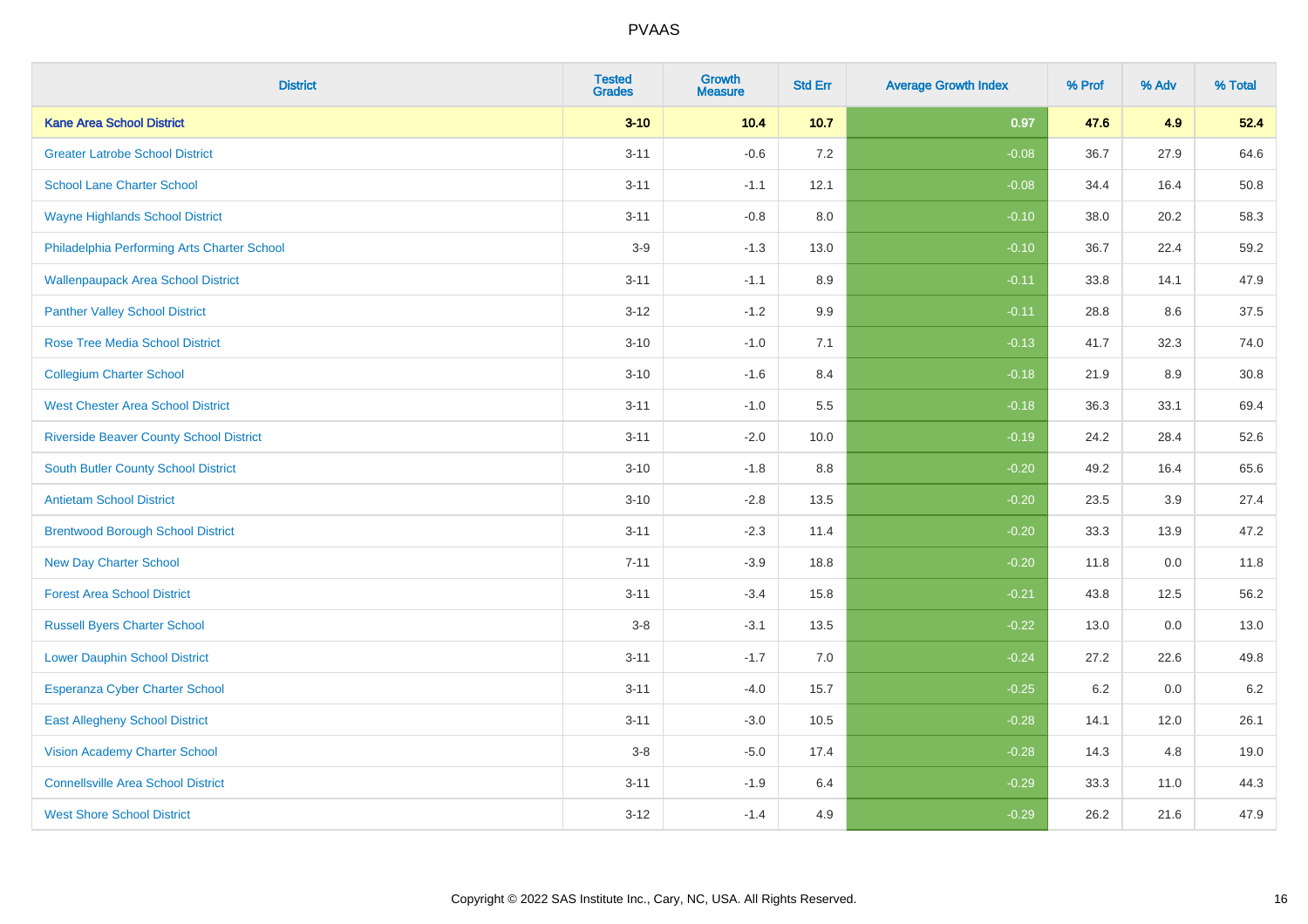# PVAAS

| District | Tested Grades | Growth Measure | Std Err | Average Growth Index | % Prof | % Adv | % Total |
|---|---|---|---|---|---|---|---|
| **Kane Area School District** | **3-10** | **10.4** | **10.7** | **0.97** | **47.6** | **4.9** | **52.4** |
| Greater Latrobe School District | 3-11 | -0.6 | 7.2 | -0.08 | 36.7 | 27.9 | 64.6 |
| School Lane Charter School | 3-11 | -1.1 | 12.1 | -0.08 | 34.4 | 16.4 | 50.8 |
| Wayne Highlands School District | 3-11 | -0.8 | 8.0 | -0.10 | 38.0 | 20.2 | 58.3 |
| Philadelphia Performing Arts Charter School | 3-9 | -1.3 | 13.0 | -0.10 | 36.7 | 22.4 | 59.2 |
| Wallenpaupack Area School District | 3-11 | -1.1 | 8.9 | -0.11 | 33.8 | 14.1 | 47.9 |
| Panther Valley School District | 3-12 | -1.2 | 9.9 | -0.11 | 28.8 | 8.6 | 37.5 |
| Rose Tree Media School District | 3-10 | -1.0 | 7.1 | -0.13 | 41.7 | 32.3 | 74.0 |
| Collegium Charter School | 3-10 | -1.6 | 8.4 | -0.18 | 21.9 | 8.9 | 30.8 |
| West Chester Area School District | 3-11 | -1.0 | 5.5 | -0.18 | 36.3 | 33.1 | 69.4 |
| Riverside Beaver County School District | 3-11 | -2.0 | 10.0 | -0.19 | 24.2 | 28.4 | 52.6 |
| South Butler County School District | 3-10 | -1.8 | 8.8 | -0.20 | 49.2 | 16.4 | 65.6 |
| Antietam School District | 3-10 | -2.8 | 13.5 | -0.20 | 23.5 | 3.9 | 27.4 |
| Brentwood Borough School District | 3-11 | -2.3 | 11.4 | -0.20 | 33.3 | 13.9 | 47.2 |
| New Day Charter School | 7-11 | -3.9 | 18.8 | -0.20 | 11.8 | 0.0 | 11.8 |
| Forest Area School District | 3-11 | -3.4 | 15.8 | -0.21 | 43.8 | 12.5 | 56.2 |
| Russell Byers Charter School | 3-8 | -3.1 | 13.5 | -0.22 | 13.0 | 0.0 | 13.0 |
| Lower Dauphin School District | 3-11 | -1.7 | 7.0 | -0.24 | 27.2 | 22.6 | 49.8 |
| Esperanza Cyber Charter School | 3-11 | -4.0 | 15.7 | -0.25 | 6.2 | 0.0 | 6.2 |
| East Allegheny School District | 3-11 | -3.0 | 10.5 | -0.28 | 14.1 | 12.0 | 26.1 |
| Vision Academy Charter School | 3-8 | -5.0 | 17.4 | -0.28 | 14.3 | 4.8 | 19.0 |
| Connellsville Area School District | 3-11 | -1.9 | 6.4 | -0.29 | 33.3 | 11.0 | 44.3 |
| West Shore School District | 3-12 | -1.4 | 4.9 | -0.29 | 26.2 | 21.6 | 47.9 |

Copyright © 2022 SAS Institute Inc., Cary, NC, USA. All Rights Reserved.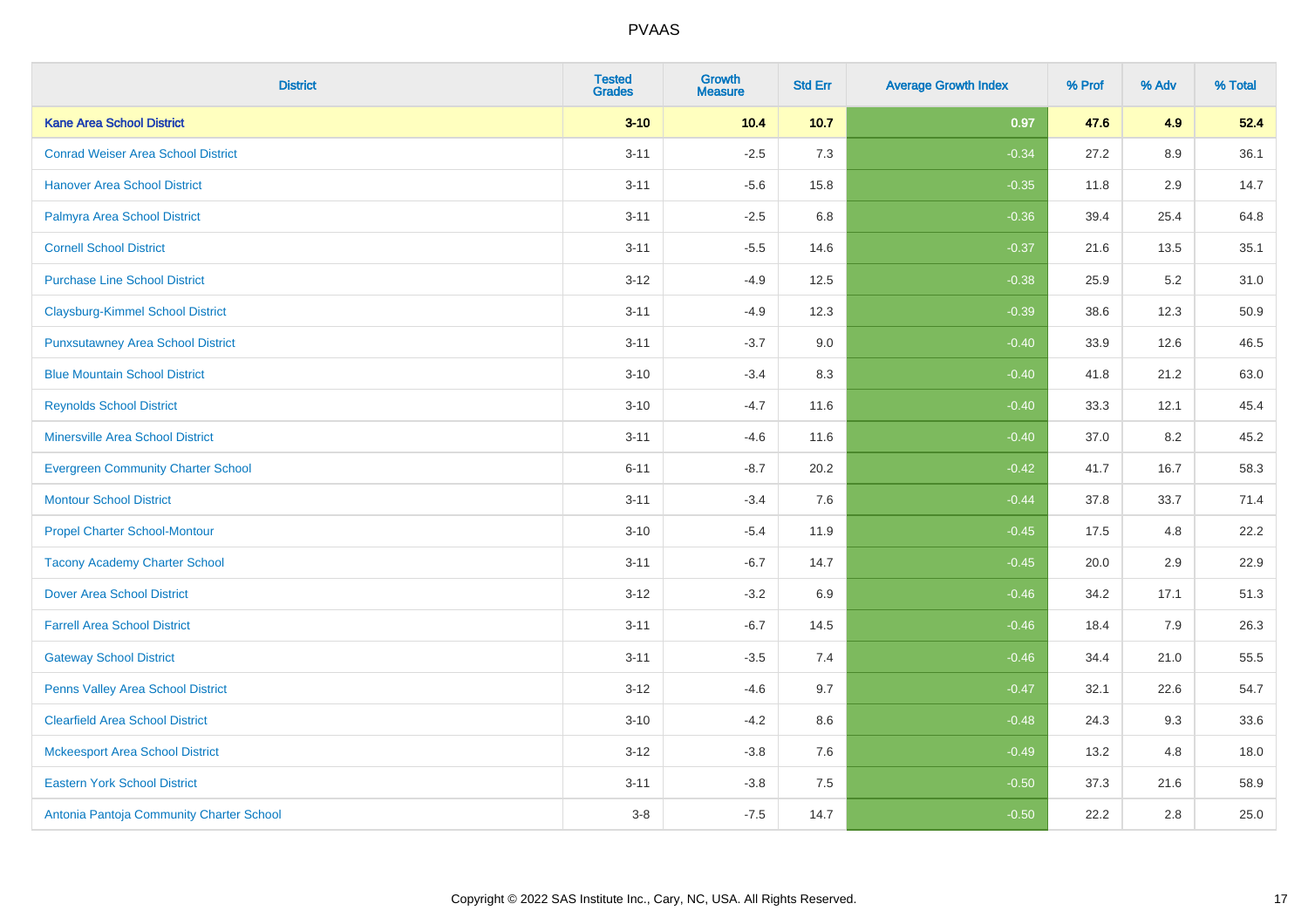| District | Tested Grades | Growth Measure | Std Err | Average Growth Index | % Prof | % Adv | % Total |
|---|---|---|---|---|---|---|---|
| **Kane Area School District** | **3-10** | **10.4** | **10.7** | **0.97** | **47.6** | **4.9** | **52.4** |
| Conrad Weiser Area School District | 3-11 | -2.5 | 7.3 | -0.34 | 27.2 | 8.9 | 36.1 |
| Hanover Area School District | 3-11 | -5.6 | 15.8 | -0.35 | 11.8 | 2.9 | 14.7 |
| Palmyra Area School District | 3-11 | -2.5 | 6.8 | -0.36 | 39.4 | 25.4 | 64.8 |
| Cornell School District | 3-11 | -5.5 | 14.6 | -0.37 | 21.6 | 13.5 | 35.1 |
| Purchase Line School District | 3-12 | -4.9 | 12.5 | -0.38 | 25.9 | 5.2 | 31.0 |
| Claysburg-Kimmel School District | 3-11 | -4.9 | 12.3 | -0.39 | 38.6 | 12.3 | 50.9 |
| Punxsutawney Area School District | 3-11 | -3.7 | 9.0 | -0.40 | 33.9 | 12.6 | 46.5 |
| Blue Mountain School District | 3-10 | -3.4 | 8.3 | -0.40 | 41.8 | 21.2 | 63.0 |
| Reynolds School District | 3-10 | -4.7 | 11.6 | -0.40 | 33.3 | 12.1 | 45.4 |
| Minersville Area School District | 3-11 | -4.6 | 11.6 | -0.40 | 37.0 | 8.2 | 45.2 |
| Evergreen Community Charter School | 6-11 | -8.7 | 20.2 | -0.42 | 41.7 | 16.7 | 58.3 |
| Montour School District | 3-11 | -3.4 | 7.6 | -0.44 | 37.8 | 33.7 | 71.4 |
| Propel Charter School-Montour | 3-10 | -5.4 | 11.9 | -0.45 | 17.5 | 4.8 | 22.2 |
| Tacony Academy Charter School | 3-11 | -6.7 | 14.7 | -0.45 | 20.0 | 2.9 | 22.9 |
| Dover Area School District | 3-12 | -3.2 | 6.9 | -0.46 | 34.2 | 17.1 | 51.3 |
| Farrell Area School District | 3-11 | -6.7 | 14.5 | -0.46 | 18.4 | 7.9 | 26.3 |
| Gateway School District | 3-11 | -3.5 | 7.4 | -0.46 | 34.4 | 21.0 | 55.5 |
| Penns Valley Area School District | 3-12 | -4.6 | 9.7 | -0.47 | 32.1 | 22.6 | 54.7 |
| Clearfield Area School District | 3-10 | -4.2 | 8.6 | -0.48 | 24.3 | 9.3 | 33.6 |
| Mckeesport Area School District | 3-12 | -3.8 | 7.6 | -0.49 | 13.2 | 4.8 | 18.0 |
| Eastern York School District | 3-11 | -3.8 | 7.5 | -0.50 | 37.3 | 21.6 | 58.9 |
| Antonia Pantoja Community Charter School | 3-8 | -7.5 | 14.7 | -0.50 | 22.2 | 2.8 | 25.0 |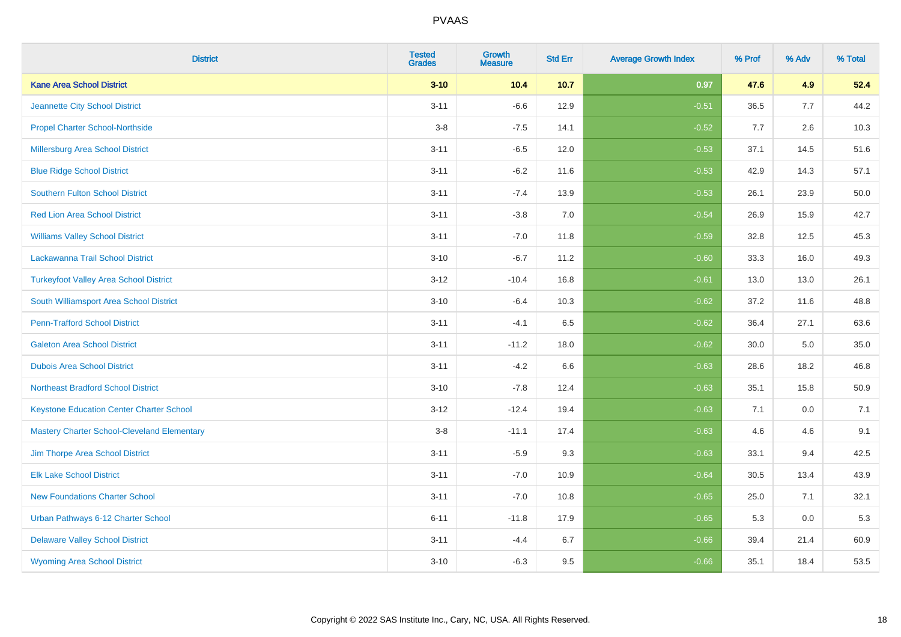# PVAAS

| District | Tested Grades | Growth Measure | Std Err | Average Growth Index | % Prof | % Adv | % Total |
|---|---|---|---|---|---|---|---|
| **Kane Area School District** | **3-10** | **10.4** | **10.7** | **0.97** | **47.6** | **4.9** | **52.4** |
| Jeannette City School District | 3-11 | -6.6 | 12.9 | -0.51 | 36.5 | 7.7 | 44.2 |
| Propel Charter School-Northside | 3-8 | -7.5 | 14.1 | -0.52 | 7.7 | 2.6 | 10.3 |
| Millersburg Area School District | 3-11 | -6.5 | 12.0 | -0.53 | 37.1 | 14.5 | 51.6 |
| Blue Ridge School District | 3-11 | -6.2 | 11.6 | -0.53 | 42.9 | 14.3 | 57.1 |
| Southern Fulton School District | 3-11 | -7.4 | 13.9 | -0.53 | 26.1 | 23.9 | 50.0 |
| Red Lion Area School District | 3-11 | -3.8 | 7.0 | -0.54 | 26.9 | 15.9 | 42.7 |
| Williams Valley School District | 3-11 | -7.0 | 11.8 | -0.59 | 32.8 | 12.5 | 45.3 |
| Lackawanna Trail School District | 3-10 | -6.7 | 11.2 | -0.60 | 33.3 | 16.0 | 49.3 |
| Turkeyfoot Valley Area School District | 3-12 | -10.4 | 16.8 | -0.61 | 13.0 | 13.0 | 26.1 |
| South Williamsport Area School District | 3-10 | -6.4 | 10.3 | -0.62 | 37.2 | 11.6 | 48.8 |
| Penn-Trafford School District | 3-11 | -4.1 | 6.5 | -0.62 | 36.4 | 27.1 | 63.6 |
| Galeton Area School District | 3-11 | -11.2 | 18.0 | -0.62 | 30.0 | 5.0 | 35.0 |
| Dubois Area School District | 3-11 | -4.2 | 6.6 | -0.63 | 28.6 | 18.2 | 46.8 |
| Northeast Bradford School District | 3-10 | -7.8 | 12.4 | -0.63 | 35.1 | 15.8 | 50.9 |
| Keystone Education Center Charter School | 3-12 | -12.4 | 19.4 | -0.63 | 7.1 | 0.0 | 7.1 |
| Mastery Charter School-Cleveland Elementary | 3-8 | -11.1 | 17.4 | -0.63 | 4.6 | 4.6 | 9.1 |
| Jim Thorpe Area School District | 3-11 | -5.9 | 9.3 | -0.63 | 33.1 | 9.4 | 42.5 |
| Elk Lake School District | 3-11 | -7.0 | 10.9 | -0.64 | 30.5 | 13.4 | 43.9 |
| New Foundations Charter School | 3-11 | -7.0 | 10.8 | -0.65 | 25.0 | 7.1 | 32.1 |
| Urban Pathways 6-12 Charter School | 6-11 | -11.8 | 17.9 | -0.65 | 5.3 | 0.0 | 5.3 |
| Delaware Valley School District | 3-11 | -4.4 | 6.7 | -0.66 | 39.4 | 21.4 | 60.9 |
| Wyoming Area School District | 3-10 | -6.3 | 9.5 | -0.66 | 35.1 | 18.4 | 53.5 |

Copyright © 2022 SAS Institute Inc., Cary, NC, USA. All Rights Reserved.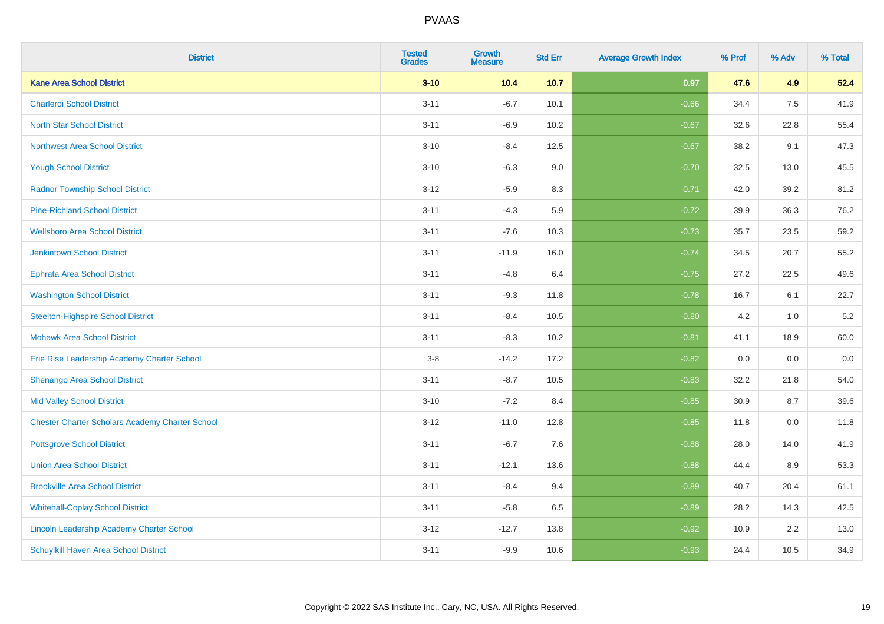# PVAAS

| District | Tested Grades | Growth Measure | Std Err | Average Growth Index | % Prof | % Adv | % Total |
|---|---|---|---|---|---|---|---|
| **Kane Area School District** | **3-10** | **10.4** | **10.7** | **0.97** | **47.6** | **4.9** | **52.4** |
| Charleroi School District | 3-11 | -6.7 | 10.1 | -0.66 | 34.4 | 7.5 | 41.9 |
| North Star School District | 3-11 | -6.9 | 10.2 | -0.67 | 32.6 | 22.8 | 55.4 |
| Northwest Area School District | 3-10 | -8.4 | 12.5 | -0.67 | 38.2 | 9.1 | 47.3 |
| Yough School District | 3-10 | -6.3 | 9.0 | -0.70 | 32.5 | 13.0 | 45.5 |
| Radnor Township School District | 3-12 | -5.9 | 8.3 | -0.71 | 42.0 | 39.2 | 81.2 |
| Pine-Richland School District | 3-11 | -4.3 | 5.9 | -0.72 | 39.9 | 36.3 | 76.2 |
| Wellsboro Area School District | 3-11 | -7.6 | 10.3 | -0.73 | 35.7 | 23.5 | 59.2 |
| Jenkintown School District | 3-11 | -11.9 | 16.0 | -0.74 | 34.5 | 20.7 | 55.2 |
| Ephrata Area School District | 3-11 | -4.8 | 6.4 | -0.75 | 27.2 | 22.5 | 49.6 |
| Washington School District | 3-11 | -9.3 | 11.8 | -0.78 | 16.7 | 6.1 | 22.7 |
| Steelton-Highspire School District | 3-11 | -8.4 | 10.5 | -0.80 | 4.2 | 1.0 | 5.2 |
| Mohawk Area School District | 3-11 | -8.3 | 10.2 | -0.81 | 41.1 | 18.9 | 60.0 |
| Erie Rise Leadership Academy Charter School | 3-8 | -14.2 | 17.2 | -0.82 | 0.0 | 0.0 | 0.0 |
| Shenango Area School District | 3-11 | -8.7 | 10.5 | -0.83 | 32.2 | 21.8 | 54.0 |
| Mid Valley School District | 3-10 | -7.2 | 8.4 | -0.85 | 30.9 | 8.7 | 39.6 |
| Chester Charter Scholars Academy Charter School | 3-12 | -11.0 | 12.8 | -0.85 | 11.8 | 0.0 | 11.8 |
| Pottsgrove School District | 3-11 | -6.7 | 7.6 | -0.88 | 28.0 | 14.0 | 41.9 |
| Union Area School District | 3-11 | -12.1 | 13.6 | -0.88 | 44.4 | 8.9 | 53.3 |
| Brookville Area School District | 3-11 | -8.4 | 9.4 | -0.89 | 40.7 | 20.4 | 61.1 |
| Whitehall-Coplay School District | 3-11 | -5.8 | 6.5 | -0.89 | 28.2 | 14.3 | 42.5 |
| Lincoln Leadership Academy Charter School | 3-12 | -12.7 | 13.8 | -0.92 | 10.9 | 2.2 | 13.0 |
| Schuylkill Haven Area School District | 3-11 | -9.9 | 10.6 | -0.93 | 24.4 | 10.5 | 34.9 |

Copyright © 2022 SAS Institute Inc., Cary, NC, USA. All Rights Reserved.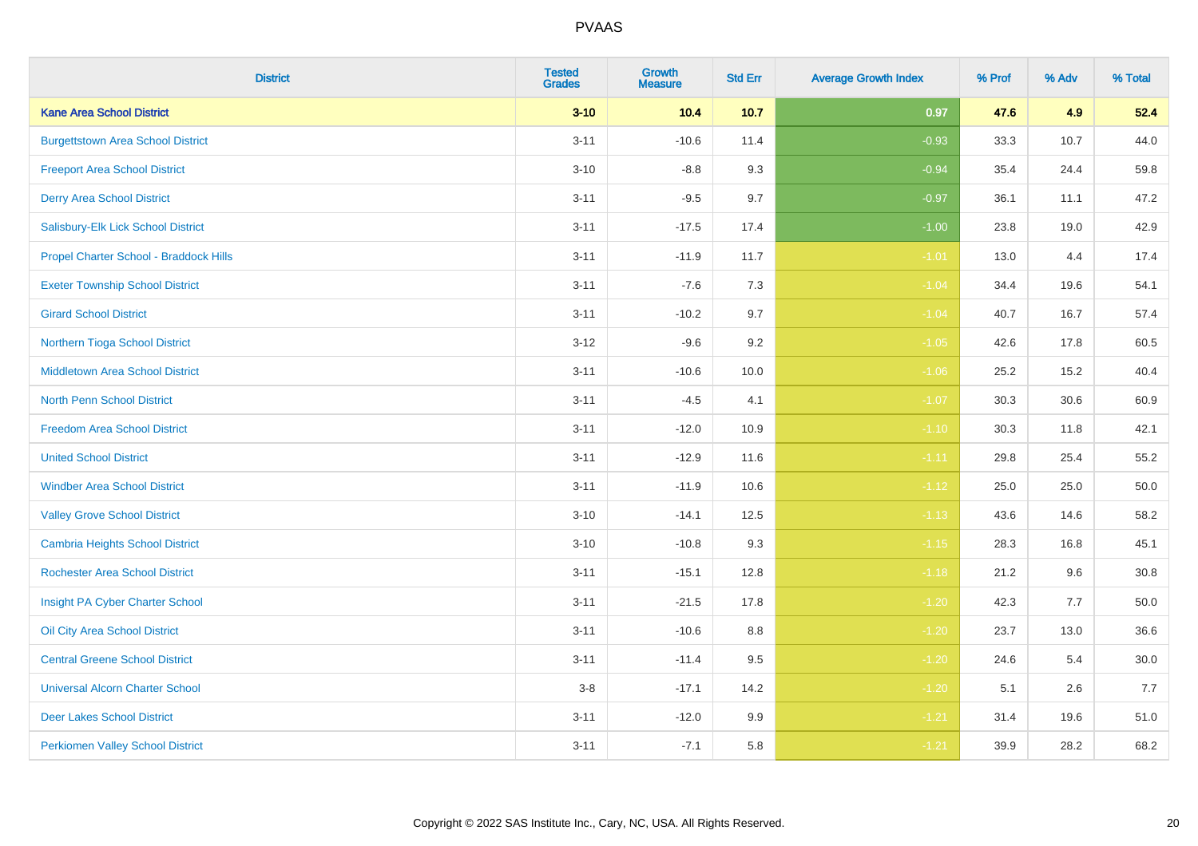| District | Tested Grades | Growth Measure | Std Err | Average Growth Index | % Prof | % Adv | % Total |
|---|---|---|---|---|---|---|---|
| **Kane Area School District** | **3-10** | **10.4** | **10.7** | **0.97** | **47.6** | **4.9** | **52.4** |
| Burgettstown Area School District | 3-11 | -10.6 | 11.4 | -0.93 | 33.3 | 10.7 | 44.0 |
| Freeport Area School District | 3-10 | -8.8 | 9.3 | -0.94 | 35.4 | 24.4 | 59.8 |
| Derry Area School District | 3-11 | -9.5 | 9.7 | -0.97 | 36.1 | 11.1 | 47.2 |
| Salisbury-Elk Lick School District | 3-11 | -17.5 | 17.4 | -1.00 | 23.8 | 19.0 | 42.9 |
| Propel Charter School - Braddock Hills | 3-11 | -11.9 | 11.7 | -1.01 | 13.0 | 4.4 | 17.4 |
| Exeter Township School District | 3-11 | -7.6 | 7.3 | -1.04 | 34.4 | 19.6 | 54.1 |
| Girard School District | 3-11 | -10.2 | 9.7 | -1.04 | 40.7 | 16.7 | 57.4 |
| Northern Tioga School District | 3-12 | -9.6 | 9.2 | -1.05 | 42.6 | 17.8 | 60.5 |
| Middletown Area School District | 3-11 | -10.6 | 10.0 | -1.06 | 25.2 | 15.2 | 40.4 |
| North Penn School District | 3-11 | -4.5 | 4.1 | -1.07 | 30.3 | 30.6 | 60.9 |
| Freedom Area School District | 3-11 | -12.0 | 10.9 | -1.10 | 30.3 | 11.8 | 42.1 |
| United School District | 3-11 | -12.9 | 11.6 | -1.11 | 29.8 | 25.4 | 55.2 |
| Windber Area School District | 3-11 | -11.9 | 10.6 | -1.12 | 25.0 | 25.0 | 50.0 |
| Valley Grove School District | 3-10 | -14.1 | 12.5 | -1.13 | 43.6 | 14.6 | 58.2 |
| Cambria Heights School District | 3-10 | -10.8 | 9.3 | -1.15 | 28.3 | 16.8 | 45.1 |
| Rochester Area School District | 3-11 | -15.1 | 12.8 | -1.18 | 21.2 | 9.6 | 30.8 |
| Insight PA Cyber Charter School | 3-11 | -21.5 | 17.8 | -1.20 | 42.3 | 7.7 | 50.0 |
| Oil City Area School District | 3-11 | -10.6 | 8.8 | -1.20 | 23.7 | 13.0 | 36.6 |
| Central Greene School District | 3-11 | -11.4 | 9.5 | -1.20 | 24.6 | 5.4 | 30.0 |
| Universal Alcorn Charter School | 3-8 | -17.1 | 14.2 | -1.20 | 5.1 | 2.6 | 7.7 |
| Deer Lakes School District | 3-11 | -12.0 | 9.9 | -1.21 | 31.4 | 19.6 | 51.0 |
| Perkiomen Valley School District | 3-11 | -7.1 | 5.8 | -1.21 | 39.9 | 28.2 | 68.2 |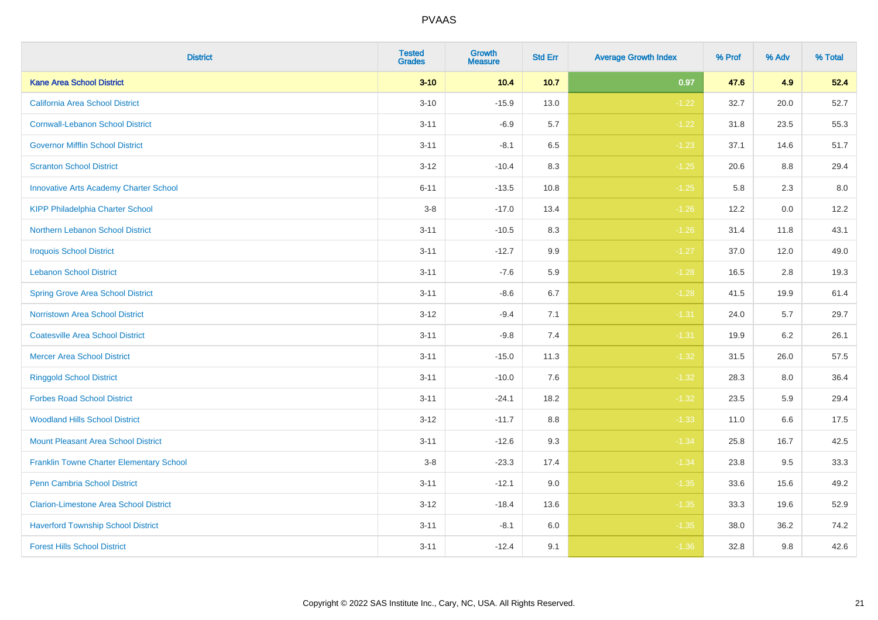| District | Tested Grades | Growth Measure | Std Err | Average Growth Index | % Prof | % Adv | % Total |
|---|---|---|---|---|---|---|---|
| **Kane Area School District** | **3-10** | **10.4** | **10.7** | **0.97** | **47.6** | **4.9** | **52.4** |
| California Area School District | 3-10 | -15.9 | 13.0 | -1.22 | 32.7 | 20.0 | 52.7 |
| Cornwall-Lebanon School District | 3-11 | -6.9 | 5.7 | -1.22 | 31.8 | 23.5 | 55.3 |
| Governor Mifflin School District | 3-11 | -8.1 | 6.5 | -1.23 | 37.1 | 14.6 | 51.7 |
| Scranton School District | 3-12 | -10.4 | 8.3 | -1.25 | 20.6 | 8.8 | 29.4 |
| Innovative Arts Academy Charter School | 6-11 | -13.5 | 10.8 | -1.25 | 5.8 | 2.3 | 8.0 |
| KIPP Philadelphia Charter School | 3-8 | -17.0 | 13.4 | -1.26 | 12.2 | 0.0 | 12.2 |
| Northern Lebanon School District | 3-11 | -10.5 | 8.3 | -1.26 | 31.4 | 11.8 | 43.1 |
| Iroquois School District | 3-11 | -12.7 | 9.9 | -1.27 | 37.0 | 12.0 | 49.0 |
| Lebanon School District | 3-11 | -7.6 | 5.9 | -1.28 | 16.5 | 2.8 | 19.3 |
| Spring Grove Area School District | 3-11 | -8.6 | 6.7 | -1.28 | 41.5 | 19.9 | 61.4 |
| Norristown Area School District | 3-12 | -9.4 | 7.1 | -1.31 | 24.0 | 5.7 | 29.7 |
| Coatesville Area School District | 3-11 | -9.8 | 7.4 | -1.31 | 19.9 | 6.2 | 26.1 |
| Mercer Area School District | 3-11 | -15.0 | 11.3 | -1.32 | 31.5 | 26.0 | 57.5 |
| Ringgold School District | 3-11 | -10.0 | 7.6 | -1.32 | 28.3 | 8.0 | 36.4 |
| Forbes Road School District | 3-11 | -24.1 | 18.2 | -1.32 | 23.5 | 5.9 | 29.4 |
| Woodland Hills School District | 3-12 | -11.7 | 8.8 | -1.33 | 11.0 | 6.6 | 17.5 |
| Mount Pleasant Area School District | 3-11 | -12.6 | 9.3 | -1.34 | 25.8 | 16.7 | 42.5 |
| Franklin Towne Charter Elementary School | 3-8 | -23.3 | 17.4 | -1.34 | 23.8 | 9.5 | 33.3 |
| Penn Cambria School District | 3-11 | -12.1 | 9.0 | -1.35 | 33.6 | 15.6 | 49.2 |
| Clarion-Limestone Area School District | 3-12 | -18.4 | 13.6 | -1.35 | 33.3 | 19.6 | 52.9 |
| Haverford Township School District | 3-11 | -8.1 | 6.0 | -1.35 | 38.0 | 36.2 | 74.2 |
| Forest Hills School District | 3-11 | -12.4 | 9.1 | -1.36 | 32.8 | 9.8 | 42.6 |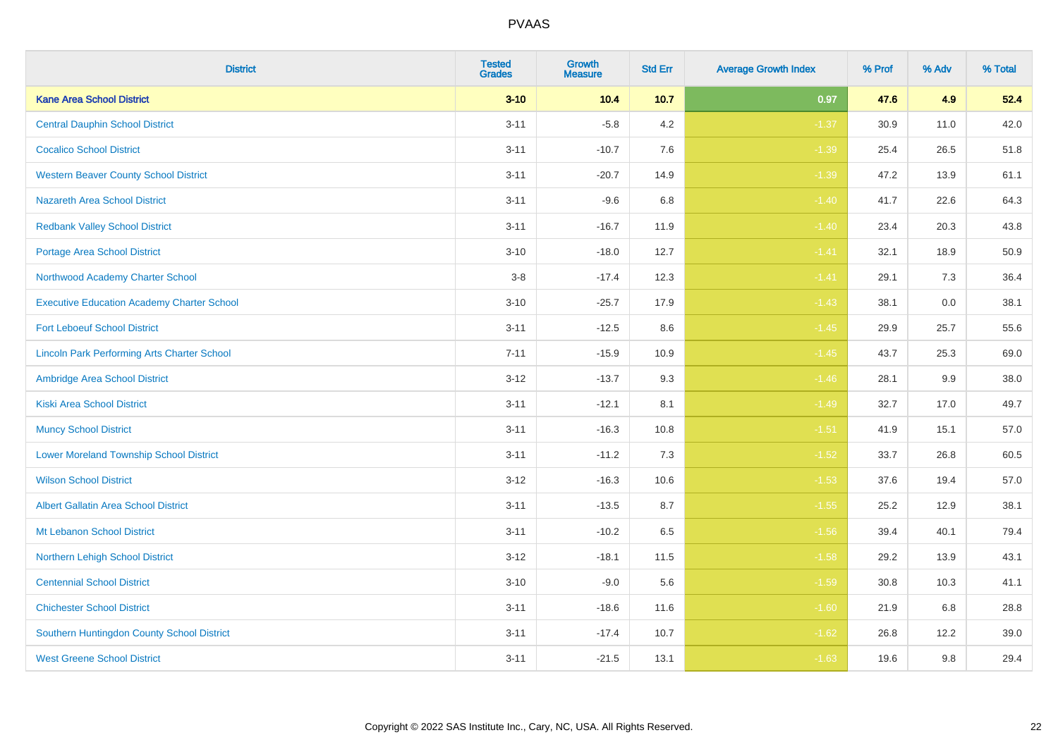# PVAAS

| District | Tested Grades | Growth Measure | Std Err | Average Growth Index | % Prof | % Adv | % Total |
|---|---|---|---|---|---|---|---|
| **Kane Area School District** | **3-10** | **10.4** | **10.7** | **0.97** | **47.6** | **4.9** | **52.4** |
| Central Dauphin School District | 3-11 | -5.8 | 4.2 | -1.37 | 30.9 | 11.0 | 42.0 |
| Cocalico School District | 3-11 | -10.7 | 7.6 | -1.39 | 25.4 | 26.5 | 51.8 |
| Western Beaver County School District | 3-11 | -20.7 | 14.9 | -1.39 | 47.2 | 13.9 | 61.1 |
| Nazareth Area School District | 3-11 | -9.6 | 6.8 | -1.40 | 41.7 | 22.6 | 64.3 |
| Redbank Valley School District | 3-11 | -16.7 | 11.9 | -1.40 | 23.4 | 20.3 | 43.8 |
| Portage Area School District | 3-10 | -18.0 | 12.7 | -1.41 | 32.1 | 18.9 | 50.9 |
| Northwood Academy Charter School | 3-8 | -17.4 | 12.3 | -1.41 | 29.1 | 7.3 | 36.4 |
| Executive Education Academy Charter School | 3-10 | -25.7 | 17.9 | -1.43 | 38.1 | 0.0 | 38.1 |
| Fort Leboeuf School District | 3-11 | -12.5 | 8.6 | -1.45 | 29.9 | 25.7 | 55.6 |
| Lincoln Park Performing Arts Charter School | 7-11 | -15.9 | 10.9 | -1.45 | 43.7 | 25.3 | 69.0 |
| Ambridge Area School District | 3-12 | -13.7 | 9.3 | -1.46 | 28.1 | 9.9 | 38.0 |
| Kiski Area School District | 3-11 | -12.1 | 8.1 | -1.49 | 32.7 | 17.0 | 49.7 |
| Muncy School District | 3-11 | -16.3 | 10.8 | -1.51 | 41.9 | 15.1 | 57.0 |
| Lower Moreland Township School District | 3-11 | -11.2 | 7.3 | -1.52 | 33.7 | 26.8 | 60.5 |
| Wilson School District | 3-12 | -16.3 | 10.6 | -1.53 | 37.6 | 19.4 | 57.0 |
| Albert Gallatin Area School District | 3-11 | -13.5 | 8.7 | -1.55 | 25.2 | 12.9 | 38.1 |
| Mt Lebanon School District | 3-11 | -10.2 | 6.5 | -1.56 | 39.4 | 40.1 | 79.4 |
| Northern Lehigh School District | 3-12 | -18.1 | 11.5 | -1.58 | 29.2 | 13.9 | 43.1 |
| Centennial School District | 3-10 | -9.0 | 5.6 | -1.59 | 30.8 | 10.3 | 41.1 |
| Chichester School District | 3-11 | -18.6 | 11.6 | -1.60 | 21.9 | 6.8 | 28.8 |
| Southern Huntingdon County School District | 3-11 | -17.4 | 10.7 | -1.62 | 26.8 | 12.2 | 39.0 |
| West Greene School District | 3-11 | -21.5 | 13.1 | -1.63 | 19.6 | 9.8 | 29.4 |

Copyright © 2022 SAS Institute Inc., Cary, NC, USA. All Rights Reserved.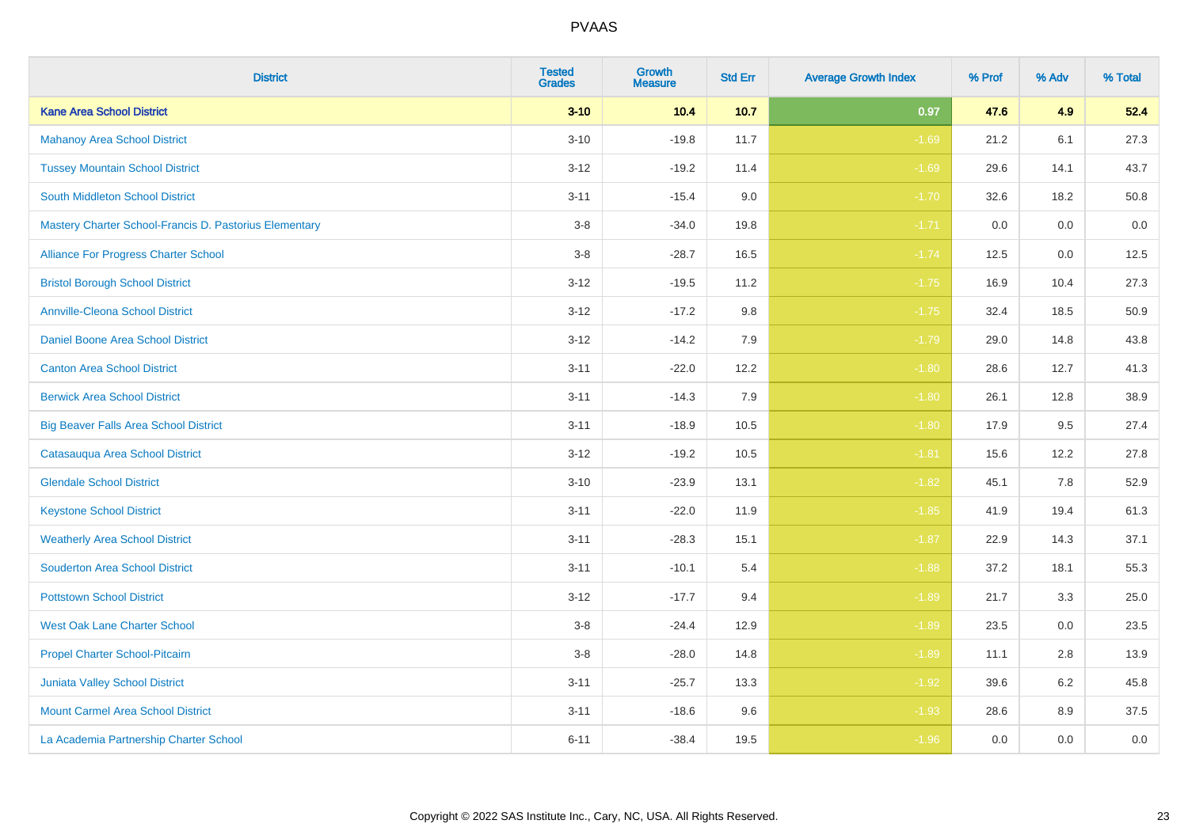| District | Tested Grades | Growth Measure | Std Err | Average Growth Index | % Prof | % Adv | % Total |
|---|---|---|---|---|---|---|---|
| **Kane Area School District** | **3-10** | **10.4** | **10.7** | **0.97** | **47.6** | **4.9** | **52.4** |
| Mahanoy Area School District | 3-10 | -19.8 | 11.7 | -1.69 | 21.2 | 6.1 | 27.3 |
| Tussey Mountain School District | 3-12 | -19.2 | 11.4 | -1.69 | 29.6 | 14.1 | 43.7 |
| South Middleton School District | 3-11 | -15.4 | 9.0 | -1.70 | 32.6 | 18.2 | 50.8 |
| Mastery Charter School-Francis D. Pastorius Elementary | 3-8 | -34.0 | 19.8 | -1.71 | 0.0 | 0.0 | 0.0 |
| Alliance For Progress Charter School | 3-8 | -28.7 | 16.5 | -1.74 | 12.5 | 0.0 | 12.5 |
| Bristol Borough School District | 3-12 | -19.5 | 11.2 | -1.75 | 16.9 | 10.4 | 27.3 |
| Annville-Cleona School District | 3-12 | -17.2 | 9.8 | -1.75 | 32.4 | 18.5 | 50.9 |
| Daniel Boone Area School District | 3-12 | -14.2 | 7.9 | -1.79 | 29.0 | 14.8 | 43.8 |
| Canton Area School District | 3-11 | -22.0 | 12.2 | -1.80 | 28.6 | 12.7 | 41.3 |
| Berwick Area School District | 3-11 | -14.3 | 7.9 | -1.80 | 26.1 | 12.8 | 38.9 |
| Big Beaver Falls Area School District | 3-11 | -18.9 | 10.5 | -1.80 | 17.9 | 9.5 | 27.4 |
| Catasauqua Area School District | 3-12 | -19.2 | 10.5 | -1.81 | 15.6 | 12.2 | 27.8 |
| Glendale School District | 3-10 | -23.9 | 13.1 | -1.82 | 45.1 | 7.8 | 52.9 |
| Keystone School District | 3-11 | -22.0 | 11.9 | -1.85 | 41.9 | 19.4 | 61.3 |
| Weatherly Area School District | 3-11 | -28.3 | 15.1 | -1.87 | 22.9 | 14.3 | 37.1 |
| Souderton Area School District | 3-11 | -10.1 | 5.4 | -1.88 | 37.2 | 18.1 | 55.3 |
| Pottstown School District | 3-12 | -17.7 | 9.4 | -1.89 | 21.7 | 3.3 | 25.0 |
| West Oak Lane Charter School | 3-8 | -24.4 | 12.9 | -1.89 | 23.5 | 0.0 | 23.5 |
| Propel Charter School-Pitcairn | 3-8 | -28.0 | 14.8 | -1.89 | 11.1 | 2.8 | 13.9 |
| Juniata Valley School District | 3-11 | -25.7 | 13.3 | -1.92 | 39.6 | 6.2 | 45.8 |
| Mount Carmel Area School District | 3-11 | -18.6 | 9.6 | -1.93 | 28.6 | 8.9 | 37.5 |
| La Academia Partnership Charter School | 6-11 | -38.4 | 19.5 | -1.96 | 0.0 | 0.0 | 0.0 |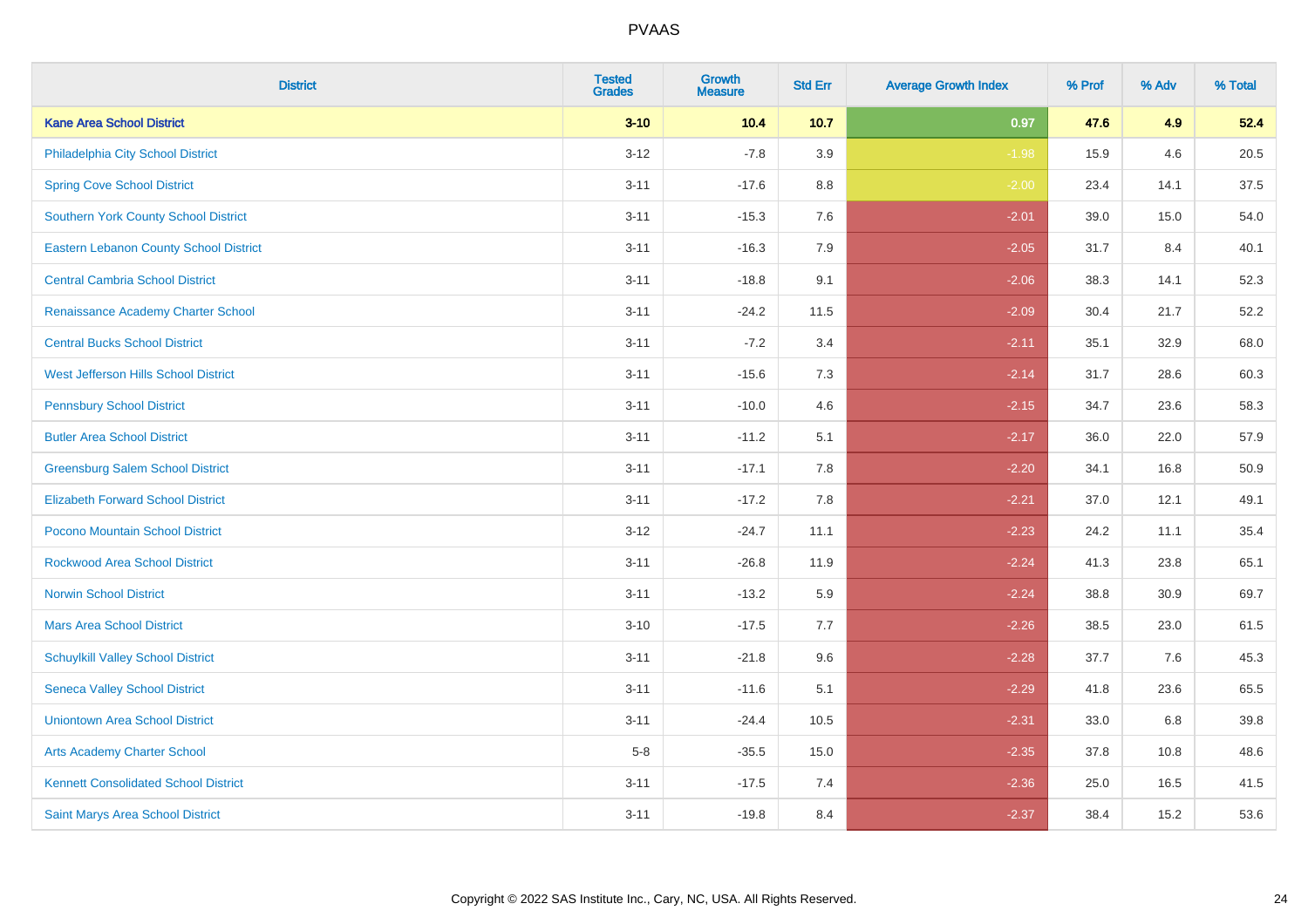# PVAAS

| District | Tested Grades | Growth Measure | Std Err | Average Growth Index | % Prof | % Adv | % Total |
|---|---|---|---|---|---|---|---|
| **Kane Area School District** | **3-10** | **10.4** | **10.7** | **0.97** | **47.6** | **4.9** | **52.4** |
| Philadelphia City School District | 3-12 | -7.8 | 3.9 | -1.98 | 15.9 | 4.6 | 20.5 |
| Spring Cove School District | 3-11 | -17.6 | 8.8 | -2.00 | 23.4 | 14.1 | 37.5 |
| Southern York County School District | 3-11 | -15.3 | 7.6 | -2.01 | 39.0 | 15.0 | 54.0 |
| Eastern Lebanon County School District | 3-11 | -16.3 | 7.9 | -2.05 | 31.7 | 8.4 | 40.1 |
| Central Cambria School District | 3-11 | -18.8 | 9.1 | -2.06 | 38.3 | 14.1 | 52.3 |
| Renaissance Academy Charter School | 3-11 | -24.2 | 11.5 | -2.09 | 30.4 | 21.7 | 52.2 |
| Central Bucks School District | 3-11 | -7.2 | 3.4 | -2.11 | 35.1 | 32.9 | 68.0 |
| West Jefferson Hills School District | 3-11 | -15.6 | 7.3 | -2.14 | 31.7 | 28.6 | 60.3 |
| Pennsbury School District | 3-11 | -10.0 | 4.6 | -2.15 | 34.7 | 23.6 | 58.3 |
| Butler Area School District | 3-11 | -11.2 | 5.1 | -2.17 | 36.0 | 22.0 | 57.9 |
| Greensburg Salem School District | 3-11 | -17.1 | 7.8 | -2.20 | 34.1 | 16.8 | 50.9 |
| Elizabeth Forward School District | 3-11 | -17.2 | 7.8 | -2.21 | 37.0 | 12.1 | 49.1 |
| Pocono Mountain School District | 3-12 | -24.7 | 11.1 | -2.23 | 24.2 | 11.1 | 35.4 |
| Rockwood Area School District | 3-11 | -26.8 | 11.9 | -2.24 | 41.3 | 23.8 | 65.1 |
| Norwin School District | 3-11 | -13.2 | 5.9 | -2.24 | 38.8 | 30.9 | 69.7 |
| Mars Area School District | 3-10 | -17.5 | 7.7 | -2.26 | 38.5 | 23.0 | 61.5 |
| Schuylkill Valley School District | 3-11 | -21.8 | 9.6 | -2.28 | 37.7 | 7.6 | 45.3 |
| Seneca Valley School District | 3-11 | -11.6 | 5.1 | -2.29 | 41.8 | 23.6 | 65.5 |
| Uniontown Area School District | 3-11 | -24.4 | 10.5 | -2.31 | 33.0 | 6.8 | 39.8 |
| Arts Academy Charter School | 5-8 | -35.5 | 15.0 | -2.35 | 37.8 | 10.8 | 48.6 |
| Kennett Consolidated School District | 3-11 | -17.5 | 7.4 | -2.36 | 25.0 | 16.5 | 41.5 |
| Saint Marys Area School District | 3-11 | -19.8 | 8.4 | -2.37 | 38.4 | 15.2 | 53.6 |

Copyright © 2022 SAS Institute Inc., Cary, NC, USA. All Rights Reserved.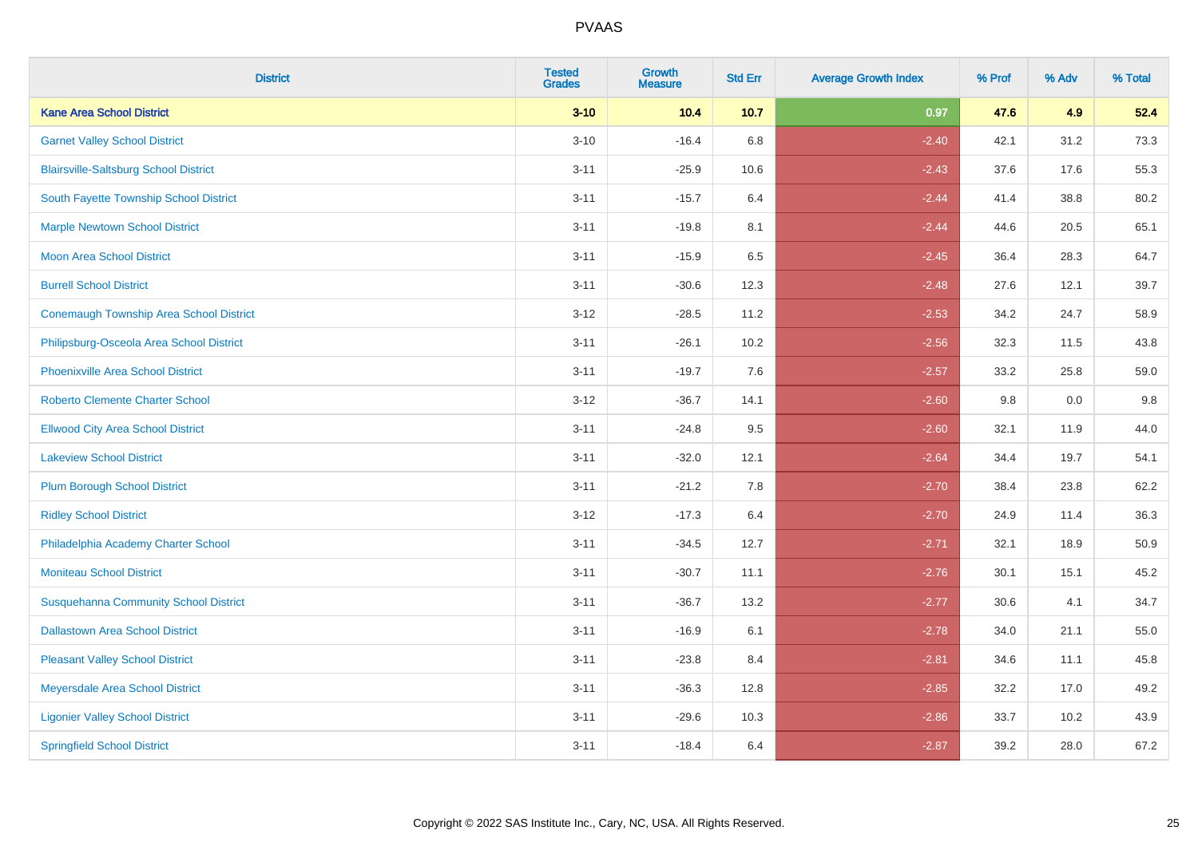# PVAAS

| District | Tested Grades | Growth Measure | Std Err | Average Growth Index | % Prof | % Adv | % Total |
|---|---|---|---|---|---|---|---|
| **Kane Area School District** | **3-10** | **10.4** | **10.7** | **0.97** | **47.6** | **4.9** | **52.4** |
| Garnet Valley School District | 3-10 | -16.4 | 6.8 | -2.40 | 42.1 | 31.2 | 73.3 |
| Blairsville-Saltsburg School District | 3-11 | -25.9 | 10.6 | -2.43 | 37.6 | 17.6 | 55.3 |
| South Fayette Township School District | 3-11 | -15.7 | 6.4 | -2.44 | 41.4 | 38.8 | 80.2 |
| Marple Newtown School District | 3-11 | -19.8 | 8.1 | -2.44 | 44.6 | 20.5 | 65.1 |
| Moon Area School District | 3-11 | -15.9 | 6.5 | -2.45 | 36.4 | 28.3 | 64.7 |
| Burrell School District | 3-11 | -30.6 | 12.3 | -2.48 | 27.6 | 12.1 | 39.7 |
| Conemaugh Township Area School District | 3-12 | -28.5 | 11.2 | -2.53 | 34.2 | 24.7 | 58.9 |
| Philipsburg-Osceola Area School District | 3-11 | -26.1 | 10.2 | -2.56 | 32.3 | 11.5 | 43.8 |
| Phoenixville Area School District | 3-11 | -19.7 | 7.6 | -2.57 | 33.2 | 25.8 | 59.0 |
| Roberto Clemente Charter School | 3-12 | -36.7 | 14.1 | -2.60 | 9.8 | 0.0 | 9.8 |
| Ellwood City Area School District | 3-11 | -24.8 | 9.5 | -2.60 | 32.1 | 11.9 | 44.0 |
| Lakeview School District | 3-11 | -32.0 | 12.1 | -2.64 | 34.4 | 19.7 | 54.1 |
| Plum Borough School District | 3-11 | -21.2 | 7.8 | -2.70 | 38.4 | 23.8 | 62.2 |
| Ridley School District | 3-12 | -17.3 | 6.4 | -2.70 | 24.9 | 11.4 | 36.3 |
| Philadelphia Academy Charter School | 3-11 | -34.5 | 12.7 | -2.71 | 32.1 | 18.9 | 50.9 |
| Moniteau School District | 3-11 | -30.7 | 11.1 | -2.76 | 30.1 | 15.1 | 45.2 |
| Susquehanna Community School District | 3-11 | -36.7 | 13.2 | -2.77 | 30.6 | 4.1 | 34.7 |
| Dallastown Area School District | 3-11 | -16.9 | 6.1 | -2.78 | 34.0 | 21.1 | 55.0 |
| Pleasant Valley School District | 3-11 | -23.8 | 8.4 | -2.81 | 34.6 | 11.1 | 45.8 |
| Meyersdale Area School District | 3-11 | -36.3 | 12.8 | -2.85 | 32.2 | 17.0 | 49.2 |
| Ligonier Valley School District | 3-11 | -29.6 | 10.3 | -2.86 | 33.7 | 10.2 | 43.9 |
| Springfield School District | 3-11 | -18.4 | 6.4 | -2.87 | 39.2 | 28.0 | 67.2 |

Copyright © 2022 SAS Institute Inc., Cary, NC, USA. All Rights Reserved.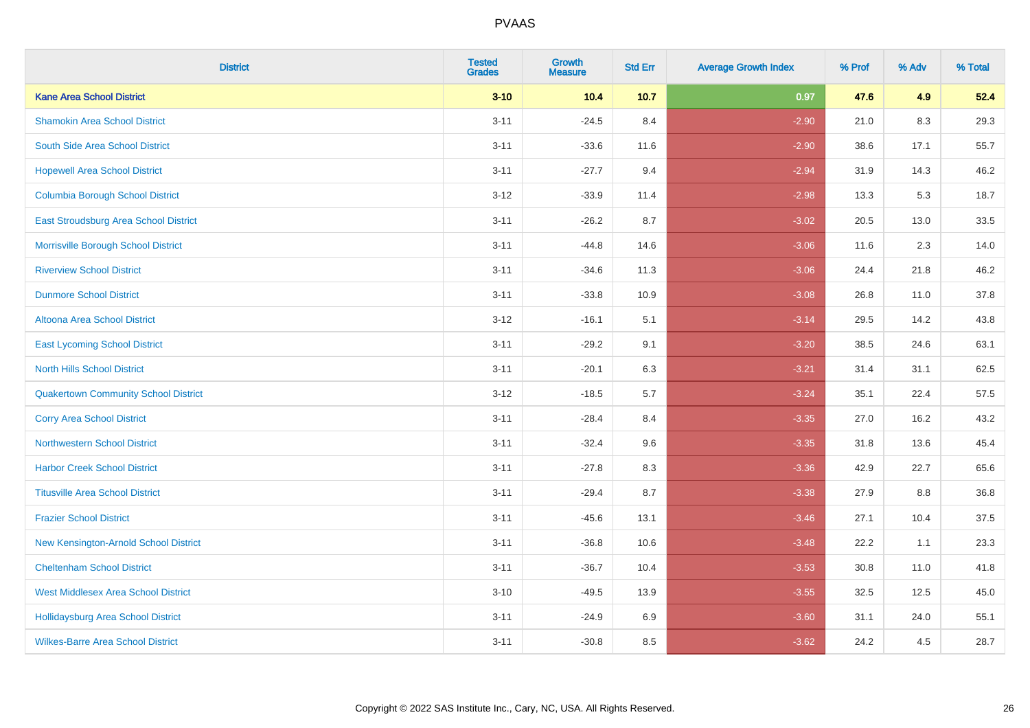| District | Tested Grades | Growth Measure | Std Err | Average Growth Index | % Prof | % Adv | % Total |
|---|---|---|---|---|---|---|---|
| **Kane Area School District** | **3-10** | **10.4** | **10.7** | **0.97** | **47.6** | **4.9** | **52.4** |
| Shamokin Area School District | 3-11 | -24.5 | 8.4 | -2.90 | 21.0 | 8.3 | 29.3 |
| South Side Area School District | 3-11 | -33.6 | 11.6 | -2.90 | 38.6 | 17.1 | 55.7 |
| Hopewell Area School District | 3-11 | -27.7 | 9.4 | -2.94 | 31.9 | 14.3 | 46.2 |
| Columbia Borough School District | 3-12 | -33.9 | 11.4 | -2.98 | 13.3 | 5.3 | 18.7 |
| East Stroudsburg Area School District | 3-11 | -26.2 | 8.7 | -3.02 | 20.5 | 13.0 | 33.5 |
| Morrisville Borough School District | 3-11 | -44.8 | 14.6 | -3.06 | 11.6 | 2.3 | 14.0 |
| Riverview School District | 3-11 | -34.6 | 11.3 | -3.06 | 24.4 | 21.8 | 46.2 |
| Dunmore School District | 3-11 | -33.8 | 10.9 | -3.08 | 26.8 | 11.0 | 37.8 |
| Altoona Area School District | 3-12 | -16.1 | 5.1 | -3.14 | 29.5 | 14.2 | 43.8 |
| East Lycoming School District | 3-11 | -29.2 | 9.1 | -3.20 | 38.5 | 24.6 | 63.1 |
| North Hills School District | 3-11 | -20.1 | 6.3 | -3.21 | 31.4 | 31.1 | 62.5 |
| Quakertown Community School District | 3-12 | -18.5 | 5.7 | -3.24 | 35.1 | 22.4 | 57.5 |
| Corry Area School District | 3-11 | -28.4 | 8.4 | -3.35 | 27.0 | 16.2 | 43.2 |
| Northwestern School District | 3-11 | -32.4 | 9.6 | -3.35 | 31.8 | 13.6 | 45.4 |
| Harbor Creek School District | 3-11 | -27.8 | 8.3 | -3.36 | 42.9 | 22.7 | 65.6 |
| Titusville Area School District | 3-11 | -29.4 | 8.7 | -3.38 | 27.9 | 8.8 | 36.8 |
| Frazier School District | 3-11 | -45.6 | 13.1 | -3.46 | 27.1 | 10.4 | 37.5 |
| New Kensington-Arnold School District | 3-11 | -36.8 | 10.6 | -3.48 | 22.2 | 1.1 | 23.3 |
| Cheltenham School District | 3-11 | -36.7 | 10.4 | -3.53 | 30.8 | 11.0 | 41.8 |
| West Middlesex Area School District | 3-10 | -49.5 | 13.9 | -3.55 | 32.5 | 12.5 | 45.0 |
| Hollidaysburg Area School District | 3-11 | -24.9 | 6.9 | -3.60 | 31.1 | 24.0 | 55.1 |
| Wilkes-Barre Area School District | 3-11 | -30.8 | 8.5 | -3.62 | 24.2 | 4.5 | 28.7 |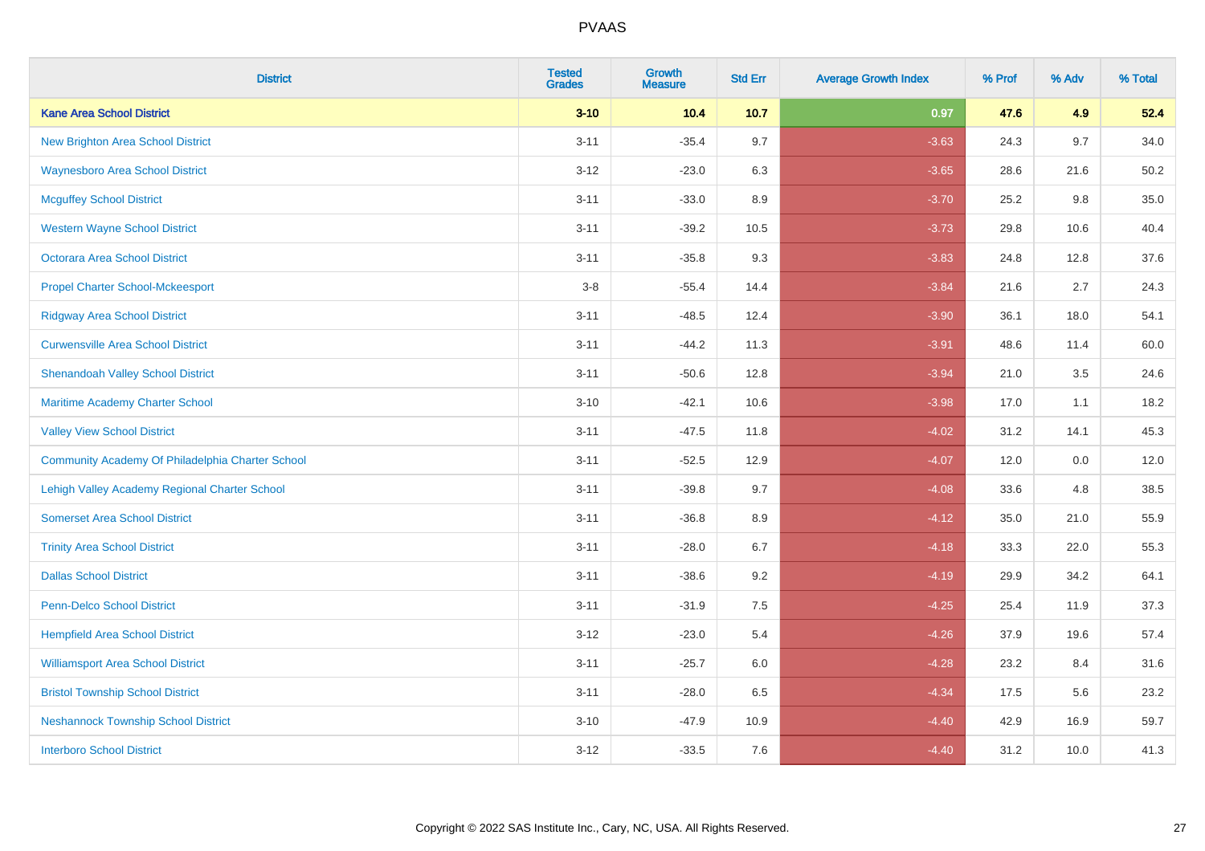| District | Tested Grades | Growth Measure | Std Err | Average Growth Index | % Prof | % Adv | % Total |
|---|---|---|---|---|---|---|---|
| **Kane Area School District** | **3-10** | **10.4** | **10.7** | **0.97** | **47.6** | **4.9** | **52.4** |
| New Brighton Area School District | 3-11 | -35.4 | 9.7 | -3.63 | 24.3 | 9.7 | 34.0 |
| Waynesboro Area School District | 3-12 | -23.0 | 6.3 | -3.65 | 28.6 | 21.6 | 50.2 |
| Mcguffey School District | 3-11 | -33.0 | 8.9 | -3.70 | 25.2 | 9.8 | 35.0 |
| Western Wayne School District | 3-11 | -39.2 | 10.5 | -3.73 | 29.8 | 10.6 | 40.4 |
| Octorara Area School District | 3-11 | -35.8 | 9.3 | -3.83 | 24.8 | 12.8 | 37.6 |
| Propel Charter School-Mckeesport | 3-8 | -55.4 | 14.4 | -3.84 | 21.6 | 2.7 | 24.3 |
| Ridgway Area School District | 3-11 | -48.5 | 12.4 | -3.90 | 36.1 | 18.0 | 54.1 |
| Curwensville Area School District | 3-11 | -44.2 | 11.3 | -3.91 | 48.6 | 11.4 | 60.0 |
| Shenandoah Valley School District | 3-11 | -50.6 | 12.8 | -3.94 | 21.0 | 3.5 | 24.6 |
| Maritime Academy Charter School | 3-10 | -42.1 | 10.6 | -3.98 | 17.0 | 1.1 | 18.2 |
| Valley View School District | 3-11 | -47.5 | 11.8 | -4.02 | 31.2 | 14.1 | 45.3 |
| Community Academy Of Philadelphia Charter School | 3-11 | -52.5 | 12.9 | -4.07 | 12.0 | 0.0 | 12.0 |
| Lehigh Valley Academy Regional Charter School | 3-11 | -39.8 | 9.7 | -4.08 | 33.6 | 4.8 | 38.5 |
| Somerset Area School District | 3-11 | -36.8 | 8.9 | -4.12 | 35.0 | 21.0 | 55.9 |
| Trinity Area School District | 3-11 | -28.0 | 6.7 | -4.18 | 33.3 | 22.0 | 55.3 |
| Dallas School District | 3-11 | -38.6 | 9.2 | -4.19 | 29.9 | 34.2 | 64.1 |
| Penn-Delco School District | 3-11 | -31.9 | 7.5 | -4.25 | 25.4 | 11.9 | 37.3 |
| Hempfield Area School District | 3-12 | -23.0 | 5.4 | -4.26 | 37.9 | 19.6 | 57.4 |
| Williamsport Area School District | 3-11 | -25.7 | 6.0 | -4.28 | 23.2 | 8.4 | 31.6 |
| Bristol Township School District | 3-11 | -28.0 | 6.5 | -4.34 | 17.5 | 5.6 | 23.2 |
| Neshannock Township School District | 3-10 | -47.9 | 10.9 | -4.40 | 42.9 | 16.9 | 59.7 |
| Interboro School District | 3-12 | -33.5 | 7.6 | -4.40 | 31.2 | 10.0 | 41.3 |

Copyright © 2022 SAS Institute Inc., Cary, NC, USA. All Rights Reserved.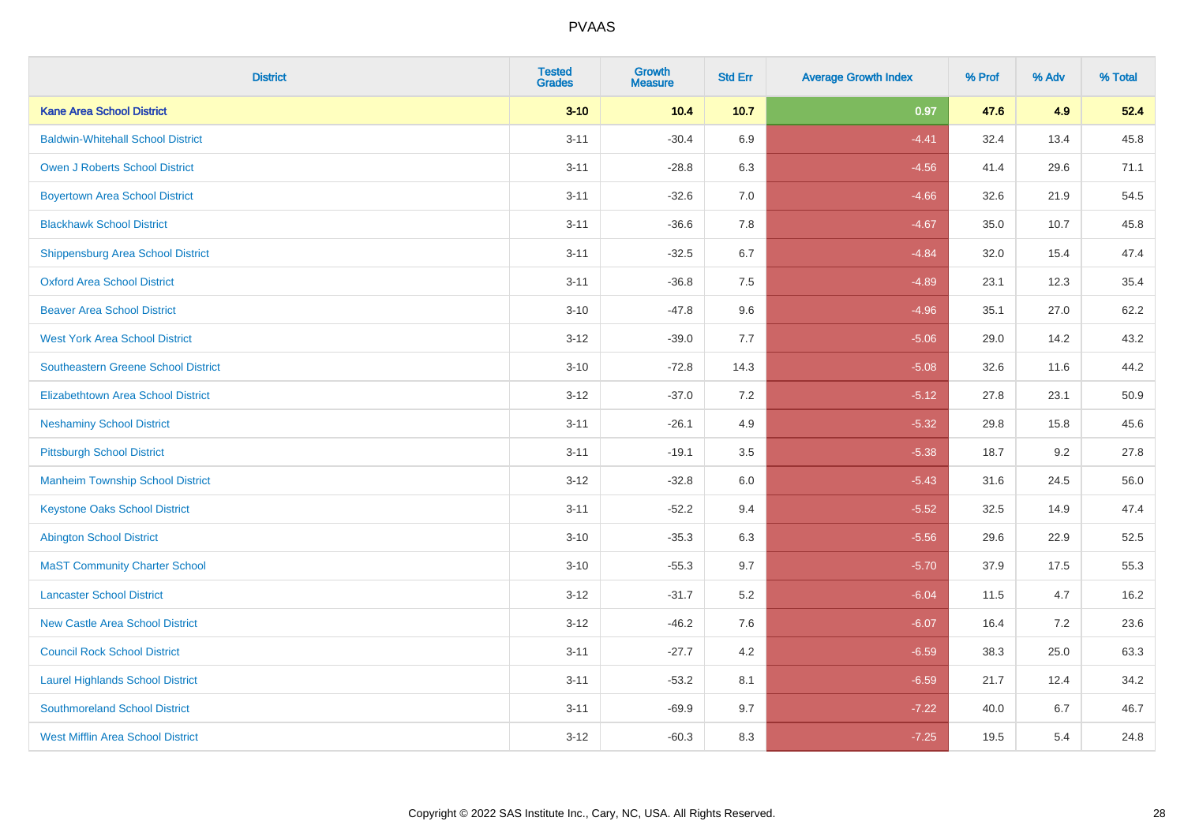| District | Tested Grades | Growth Measure | Std Err | Average Growth Index | % Prof | % Adv | % Total |
|---|---|---|---|---|---|---|---|
| **Kane Area School District** | **3-10** | **10.4** | **10.7** | **0.97** | **47.6** | **4.9** | **52.4** |
| Baldwin-Whitehall School District | 3-11 | -30.4 | 6.9 | -4.41 | 32.4 | 13.4 | 45.8 |
| Owen J Roberts School District | 3-11 | -28.8 | 6.3 | -4.56 | 41.4 | 29.6 | 71.1 |
| Boyertown Area School District | 3-11 | -32.6 | 7.0 | -4.66 | 32.6 | 21.9 | 54.5 |
| Blackhawk School District | 3-11 | -36.6 | 7.8 | -4.67 | 35.0 | 10.7 | 45.8 |
| Shippensburg Area School District | 3-11 | -32.5 | 6.7 | -4.84 | 32.0 | 15.4 | 47.4 |
| Oxford Area School District | 3-11 | -36.8 | 7.5 | -4.89 | 23.1 | 12.3 | 35.4 |
| Beaver Area School District | 3-10 | -47.8 | 9.6 | -4.96 | 35.1 | 27.0 | 62.2 |
| West York Area School District | 3-12 | -39.0 | 7.7 | -5.06 | 29.0 | 14.2 | 43.2 |
| Southeastern Greene School District | 3-10 | -72.8 | 14.3 | -5.08 | 32.6 | 11.6 | 44.2 |
| Elizabethtown Area School District | 3-12 | -37.0 | 7.2 | -5.12 | 27.8 | 23.1 | 50.9 |
| Neshaminy School District | 3-11 | -26.1 | 4.9 | -5.32 | 29.8 | 15.8 | 45.6 |
| Pittsburgh School District | 3-11 | -19.1 | 3.5 | -5.38 | 18.7 | 9.2 | 27.8 |
| Manheim Township School District | 3-12 | -32.8 | 6.0 | -5.43 | 31.6 | 24.5 | 56.0 |
| Keystone Oaks School District | 3-11 | -52.2 | 9.4 | -5.52 | 32.5 | 14.9 | 47.4 |
| Abington School District | 3-10 | -35.3 | 6.3 | -5.56 | 29.6 | 22.9 | 52.5 |
| MaST Community Charter School | 3-10 | -55.3 | 9.7 | -5.70 | 37.9 | 17.5 | 55.3 |
| Lancaster School District | 3-12 | -31.7 | 5.2 | -6.04 | 11.5 | 4.7 | 16.2 |
| New Castle Area School District | 3-12 | -46.2 | 7.6 | -6.07 | 16.4 | 7.2 | 23.6 |
| Council Rock School District | 3-11 | -27.7 | 4.2 | -6.59 | 38.3 | 25.0 | 63.3 |
| Laurel Highlands School District | 3-11 | -53.2 | 8.1 | -6.59 | 21.7 | 12.4 | 34.2 |
| Southmoreland School District | 3-11 | -69.9 | 9.7 | -7.22 | 40.0 | 6.7 | 46.7 |
| West Mifflin Area School District | 3-12 | -60.3 | 8.3 | -7.25 | 19.5 | 5.4 | 24.8 |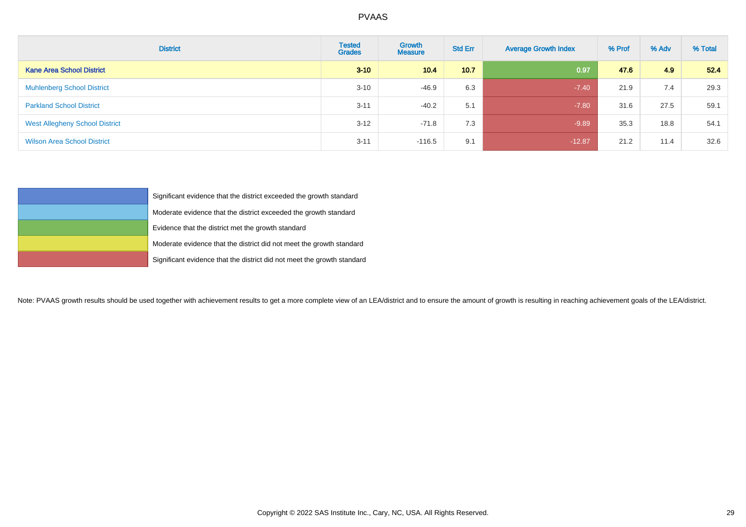# PVAAS

| District | Tested Grades | Growth Measure | Std Err | Average Growth Index | % Prof | % Adv | % Total |
|---|---|---|---|---|---|---|---|
| **Kane Area School District** | **3-10** | **10.4** | **10.7** | **0.97** | **47.6** | **4.9** | **52.4** |
| Muhlenberg School District | 3-10 | -46.9 | 6.3 | -7.40 | 21.9 | 7.4 | 29.3 |
| Parkland School District | 3-11 | -40.2 | 5.1 | -7.80 | 31.6 | 27.5 | 59.1 |
| West Allegheny School District | 3-12 | -71.8 | 7.3 | -9.89 | 35.3 | 18.8 | 54.1 |
| Wilson Area School District | 3-11 | -116.5 | 9.1 | -12.87 | 21.2 | 11.4 | 32.6 |

- Significant evidence that the district exceeded the growth standard
- Moderate evidence that the district exceeded the growth standard
- Evidence that the district met the growth standard
- Moderate evidence that the district did not meet the growth standard
- Significant evidence that the district did not meet the growth standard

Note: PVAAS growth results should be used together with achievement results to get a more complete view of an LEA/district and to ensure the amount of growth is resulting in reaching achievement goals of the LEA/district.

Copyright © 2022 SAS Institute Inc., Cary, NC, USA. All Rights Reserved.